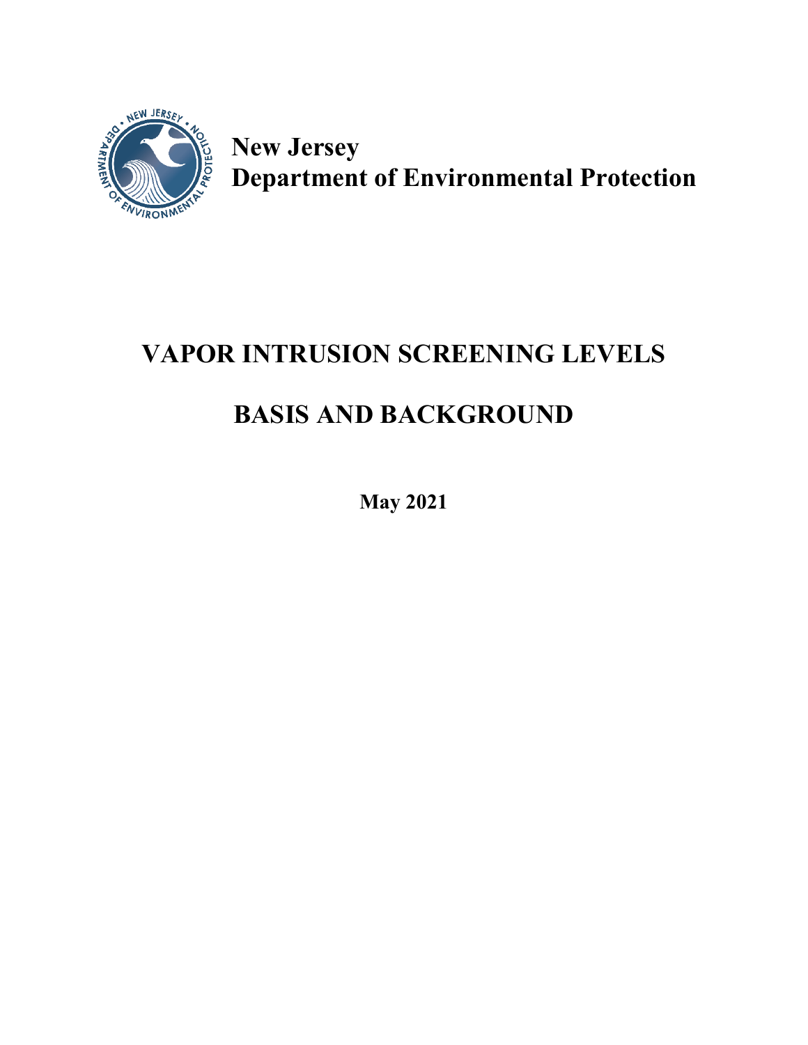**New Jersey**
**Department of Environmental Protection**

# VAPOR INTRUSION SCREENING LEVELS

# BASIS AND BACKGROUND

**May 2021**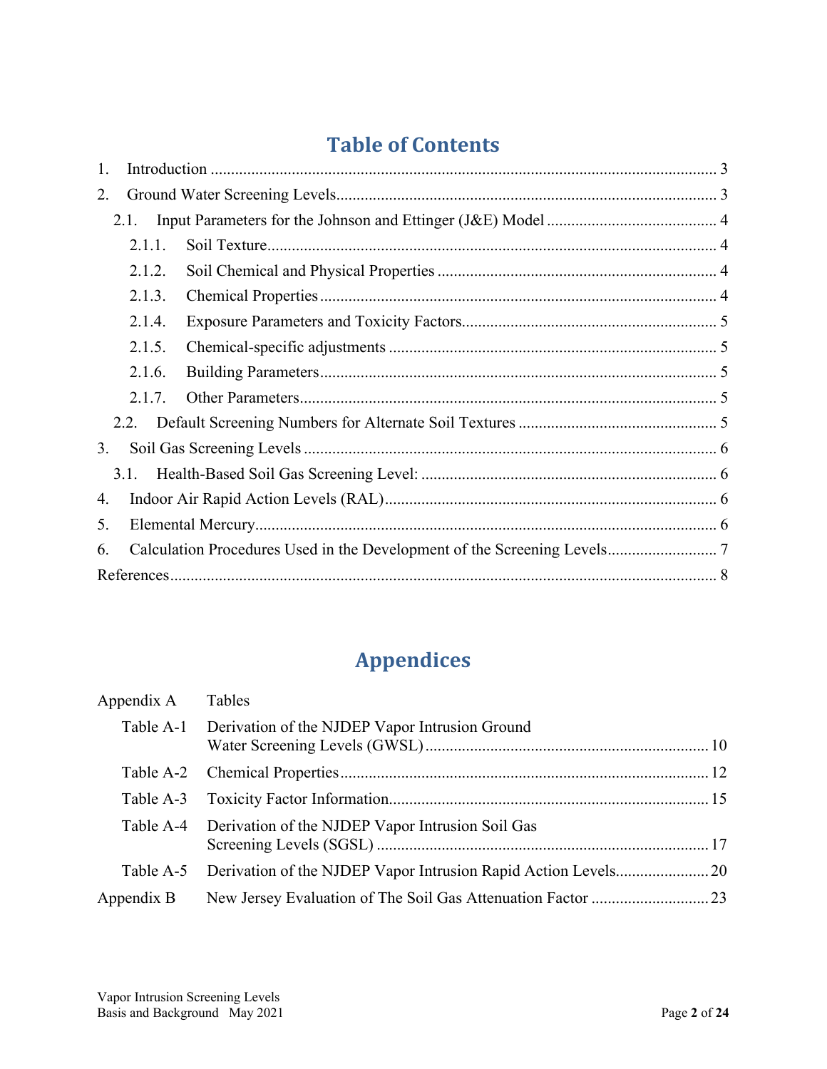# Table of Contents

1. Introduction ............................................................ 3
2. Ground Water Screening Levels ............................................................ 3
   - 2.1. Input Parameters for the Johnson and Ettinger (J&E) Model ............................................................ 4
     - 2.1.1. Soil Texture ............................................................ 4
     - 2.1.2. Soil Chemical and Physical Properties ............................................................ 4
     - 2.1.3. Chemical Properties ............................................................ 4
     - 2.1.4. Exposure Parameters and Toxicity Factors ............................................................ 5
     - 2.1.5. Chemical-specific adjustments ............................................................ 5
     - 2.1.6. Building Parameters ............................................................ 5
     - 2.1.7. Other Parameters ............................................................ 5
   - 2.2. Default Screening Numbers for Alternate Soil Textures ............................................................ 5
3. Soil Gas Screening Levels ............................................................ 6
   - 3.1. Health-Based Soil Gas Screening Level: ............................................................ 6
4. Indoor Air Rapid Action Levels (RAL) ............................................................ 6
5. Elemental Mercury ............................................................ 6
6. Calculation Procedures Used in the Development of the Screening Levels ............................................................ 7

References ............................................................ 8

# Appendices

Appendix A Tables

- Table A-1 Derivation of the NJDEP Vapor Intrusion Ground Water Screening Levels (GWSL) ............................................................ 10
- Table A-2 Chemical Properties ............................................................ 12
- Table A-3 Toxicity Factor Information ............................................................ 15
- Table A-4 Derivation of the NJDEP Vapor Intrusion Soil Gas Screening Levels (SGSL) ............................................................ 17
- Table A-5 Derivation of the NJDEP Vapor Intrusion Rapid Action Levels ............................................................ 20

Appendix B New Jersey Evaluation of The Soil Gas Attenuation Factor ............................................................ 23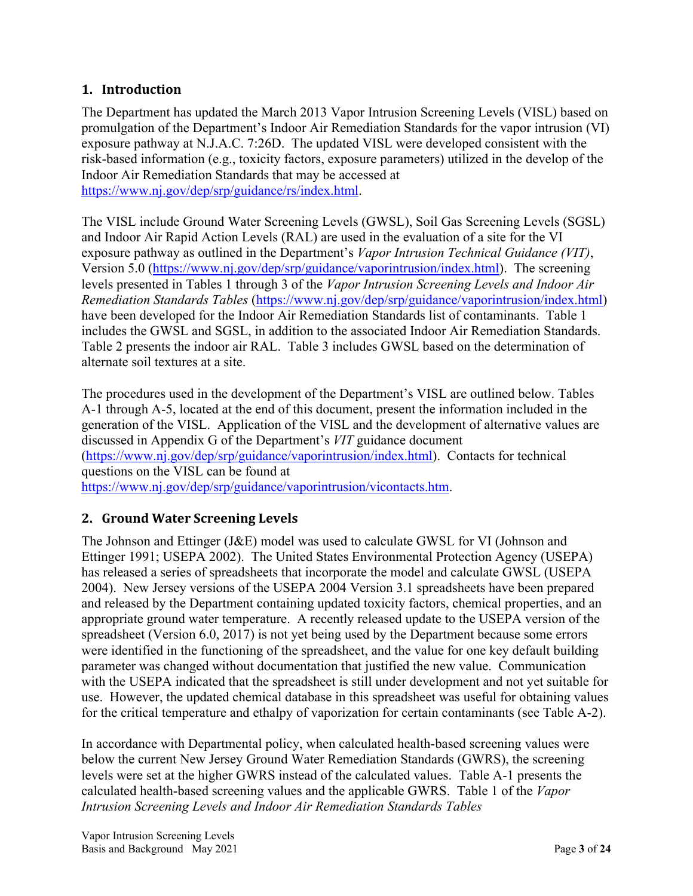## 1. Introduction

The Department has updated the March 2013 Vapor Intrusion Screening Levels (VISL) based on promulgation of the Department's Indoor Air Remediation Standards for the vapor intrusion (VI) exposure pathway at N.J.A.C. 7:26D. The updated VISL were developed consistent with the risk-based information (e.g., toxicity factors, exposure parameters) utilized in the develop of the Indoor Air Remediation Standards that may be accessed at https://www.nj.gov/dep/srp/guidance/rs/index.html.

The VISL include Ground Water Screening Levels (GWSL), Soil Gas Screening Levels (SGSL) and Indoor Air Rapid Action Levels (RAL) are used in the evaluation of a site for the VI exposure pathway as outlined in the Department's *Vapor Intrusion Technical Guidance (VIT)*, Version 5.0 (https://www.nj.gov/dep/srp/guidance/vaporintrusion/index.html). The screening levels presented in Tables 1 through 3 of the *Vapor Intrusion Screening Levels and Indoor Air Remediation Standards Tables* (https://www.nj.gov/dep/srp/guidance/vaporintrusion/index.html) have been developed for the Indoor Air Remediation Standards list of contaminants. Table 1 includes the GWSL and SGSL, in addition to the associated Indoor Air Remediation Standards. Table 2 presents the indoor air RAL. Table 3 includes GWSL based on the determination of alternate soil textures at a site.

The procedures used in the development of the Department's VISL are outlined below. Tables A-1 through A-5, located at the end of this document, present the information included in the generation of the VISL. Application of the VISL and the development of alternative values are discussed in Appendix G of the Department's *VIT* guidance document (https://www.nj.gov/dep/srp/guidance/vaporintrusion/index.html). Contacts for technical questions on the VISL can be found at https://www.nj.gov/dep/srp/guidance/vaporintrusion/vicontacts.htm.

## 2. Ground Water Screening Levels

The Johnson and Ettinger (J&E) model was used to calculate GWSL for VI (Johnson and Ettinger 1991; USEPA 2002). The United States Environmental Protection Agency (USEPA) has released a series of spreadsheets that incorporate the model and calculate GWSL (USEPA 2004). New Jersey versions of the USEPA 2004 Version 3.1 spreadsheets have been prepared and released by the Department containing updated toxicity factors, chemical properties, and an appropriate ground water temperature. A recently released update to the USEPA version of the spreadsheet (Version 6.0, 2017) is not yet being used by the Department because some errors were identified in the functioning of the spreadsheet, and the value for one key default building parameter was changed without documentation that justified the new value. Communication with the USEPA indicated that the spreadsheet is still under development and not yet suitable for use. However, the updated chemical database in this spreadsheet was useful for obtaining values for the critical temperature and ethalpy of vaporization for certain contaminants (see Table A-2).

In accordance with Departmental policy, when calculated health-based screening values were below the current New Jersey Ground Water Remediation Standards (GWRS), the screening levels were set at the higher GWRS instead of the calculated values. Table A-1 presents the calculated health-based screening values and the applicable GWRS. Table 1 of the *Vapor Intrusion Screening Levels and Indoor Air Remediation Standards Tables*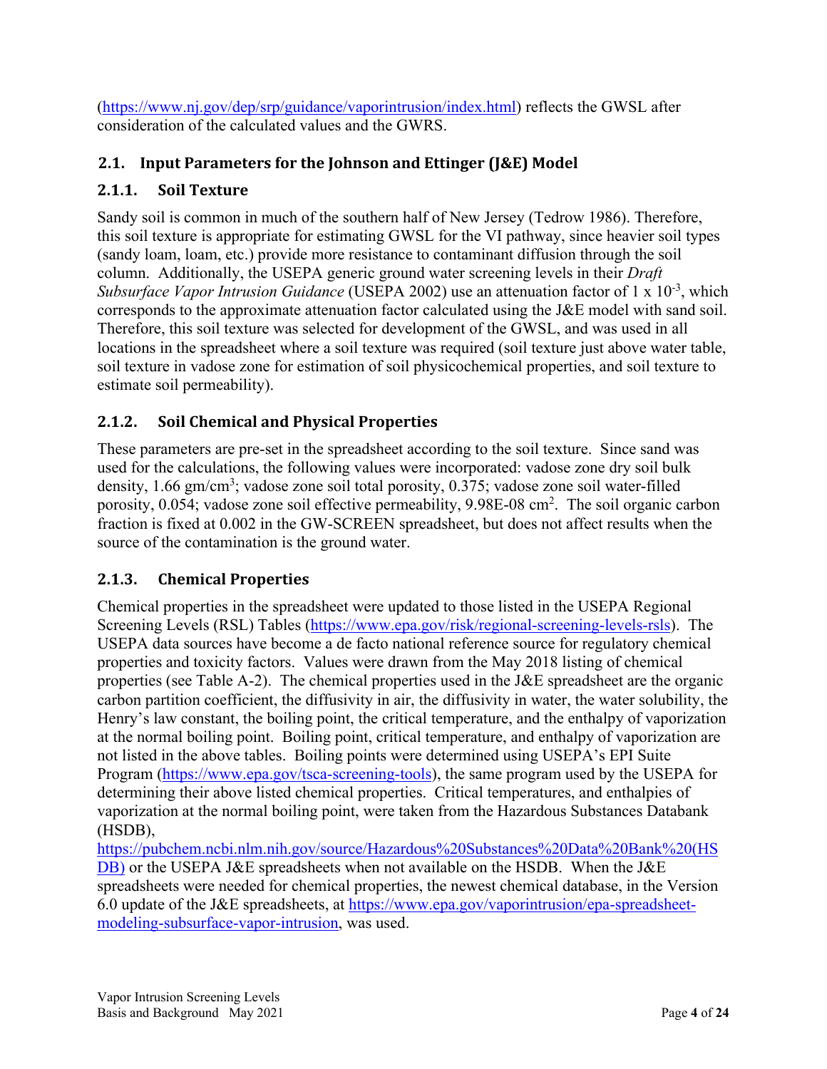(https://www.nj.gov/dep/srp/guidance/vaporintrusion/index.html) reflects the GWSL after consideration of the calculated values and the GWRS.

## 2.1. Input Parameters for the Johnson and Ettinger (J&E) Model

### 2.1.1. Soil Texture

Sandy soil is common in much of the southern half of New Jersey (Tedrow 1986). Therefore, this soil texture is appropriate for estimating GWSL for the VI pathway, since heavier soil types (sandy loam, loam, etc.) provide more resistance to contaminant diffusion through the soil column. Additionally, the USEPA generic ground water screening levels in their *Draft Subsurface Vapor Intrusion Guidance* (USEPA 2002) use an attenuation factor of 1 x $10^{-3}$, which corresponds to the approximate attenuation factor calculated using the J&E model with sand soil. Therefore, this soil texture was selected for development of the GWSL, and was used in all locations in the spreadsheet where a soil texture was required (soil texture just above water table, soil texture in vadose zone for estimation of soil physicochemical properties, and soil texture to estimate soil permeability).

### 2.1.2. Soil Chemical and Physical Properties

These parameters are pre-set in the spreadsheet according to the soil texture. Since sand was used for the calculations, the following values were incorporated: vadose zone dry soil bulk density, 1.66 gm/$cm^3$; vadose zone soil total porosity, 0.375; vadose zone soil water-filled porosity, 0.054; vadose zone soil effective permeability, 9.98E-08 $cm^2$. The soil organic carbon fraction is fixed at 0.002 in the GW-SCREEN spreadsheet, but does not affect results when the source of the contamination is the ground water.

### 2.1.3. Chemical Properties

Chemical properties in the spreadsheet were updated to those listed in the USEPA Regional Screening Levels (RSL) Tables (https://www.epa.gov/risk/regional-screening-levels-rsls). The USEPA data sources have become a de facto national reference source for regulatory chemical properties and toxicity factors. Values were drawn from the May 2018 listing of chemical properties (see Table A-2). The chemical properties used in the J&E spreadsheet are the organic carbon partition coefficient, the diffusivity in air, the diffusivity in water, the water solubility, the Henry's law constant, the boiling point, the critical temperature, and the enthalpy of vaporization at the normal boiling point. Boiling point, critical temperature, and enthalpy of vaporization are not listed in the above tables. Boiling points were determined using USEPA's EPI Suite Program (https://www.epa.gov/tsca-screening-tools), the same program used by the USEPA for determining their above listed chemical properties. Critical temperatures, and enthalpies of vaporization at the normal boiling point, were taken from the Hazardous Substances Databank (HSDB), https://pubchem.ncbi.nlm.nih.gov/source/Hazardous%20Substances%20Data%20Bank%20(HSDB) or the USEPA J&E spreadsheets when not available on the HSDB. When the J&E spreadsheets were needed for chemical properties, the newest chemical database, in the Version 6.0 update of the J&E spreadsheets, at https://www.epa.gov/vaporintrusion/epa-spreadsheet-modeling-subsurface-vapor-intrusion, was used.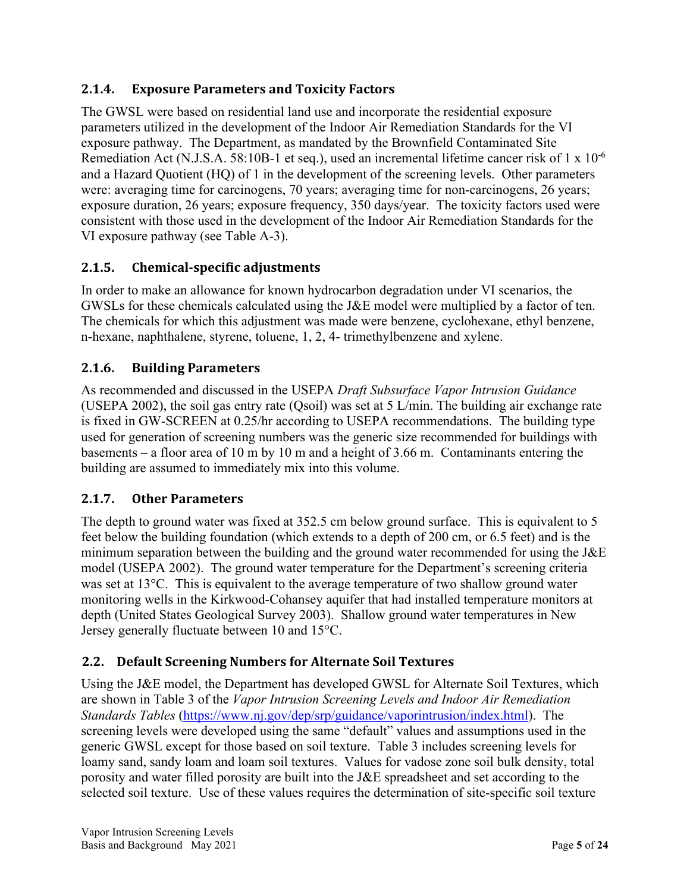### 2.1.4. Exposure Parameters and Toxicity Factors

The GWSL were based on residential land use and incorporate the residential exposure parameters utilized in the development of the Indoor Air Remediation Standards for the VI exposure pathway. The Department, as mandated by the Brownfield Contaminated Site Remediation Act (N.J.S.A. 58:10B-1 et seq.), used an incremental lifetime cancer risk of $1 \times 10^{-6}$ and a Hazard Quotient (HQ) of 1 in the development of the screening levels. Other parameters were: averaging time for carcinogens, 70 years; averaging time for non-carcinogens, 26 years; exposure duration, 26 years; exposure frequency, 350 days/year. The toxicity factors used were consistent with those used in the development of the Indoor Air Remediation Standards for the VI exposure pathway (see Table A-3).

### 2.1.5. Chemical-specific adjustments

In order to make an allowance for known hydrocarbon degradation under VI scenarios, the GWSLs for these chemicals calculated using the J&E model were multiplied by a factor of ten. The chemicals for which this adjustment was made were benzene, cyclohexane, ethyl benzene, n-hexane, naphthalene, styrene, toluene, 1, 2, 4- trimethylbenzene and xylene.

### 2.1.6. Building Parameters

As recommended and discussed in the USEPA *Draft Subsurface Vapor Intrusion Guidance* (USEPA 2002), the soil gas entry rate (Qsoil) was set at 5 L/min. The building air exchange rate is fixed in GW-SCREEN at 0.25/hr according to USEPA recommendations. The building type used for generation of screening numbers was the generic size recommended for buildings with basements – a floor area of 10 m by 10 m and a height of 3.66 m. Contaminants entering the building are assumed to immediately mix into this volume.

### 2.1.7. Other Parameters

The depth to ground water was fixed at 352.5 cm below ground surface. This is equivalent to 5 feet below the building foundation (which extends to a depth of 200 cm, or 6.5 feet) and is the minimum separation between the building and the ground water recommended for using the J&E model (USEPA 2002). The ground water temperature for the Department's screening criteria was set at 13°C. This is equivalent to the average temperature of two shallow ground water monitoring wells in the Kirkwood-Cohansey aquifer that had installed temperature monitors at depth (United States Geological Survey 2003). Shallow ground water temperatures in New Jersey generally fluctuate between 10 and 15°C.

## 2.2. Default Screening Numbers for Alternate Soil Textures

Using the J&E model, the Department has developed GWSL for Alternate Soil Textures, which are shown in Table 3 of the *Vapor Intrusion Screening Levels and Indoor Air Remediation Standards Tables* (https://www.nj.gov/dep/srp/guidance/vaporintrusion/index.html). The screening levels were developed using the same "default" values and assumptions used in the generic GWSL except for those based on soil texture. Table 3 includes screening levels for loamy sand, sandy loam and loam soil textures. Values for vadose zone soil bulk density, total porosity and water filled porosity are built into the J&E spreadsheet and set according to the selected soil texture. Use of these values requires the determination of site-specific soil texture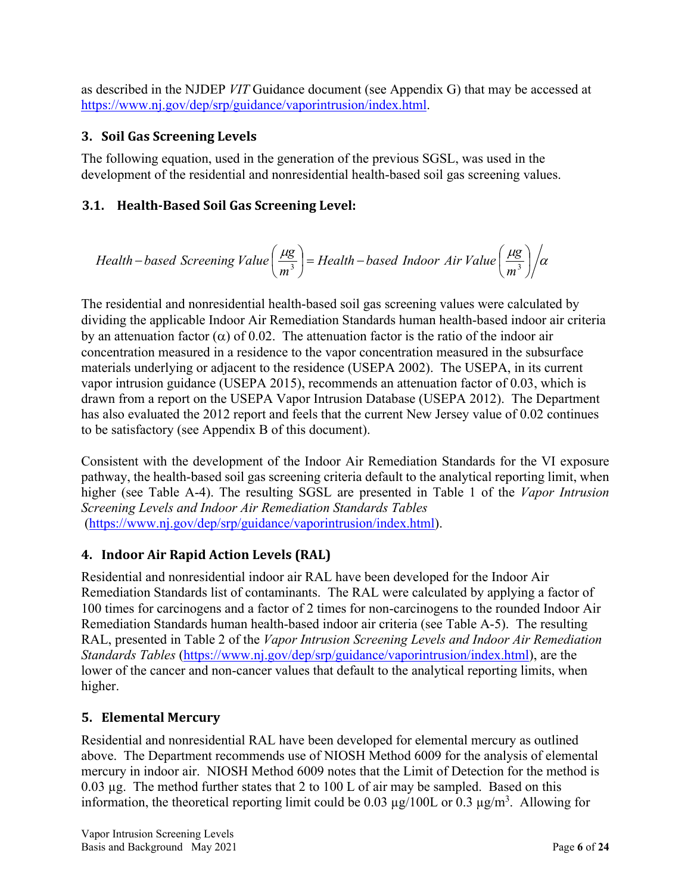as described in the NJDEP *VIT* Guidance document (see Appendix G) that may be accessed at https://www.nj.gov/dep/srp/guidance/vaporintrusion/index.html.

## 3. Soil Gas Screening Levels

The following equation, used in the generation of the previous SGSL, was used in the development of the residential and nonresidential health-based soil gas screening values.

### 3.1. Health-Based Soil Gas Screening Level:

$$Health-based\ Screening\ Value\left(\frac{\mu g}{m^3}\right) = Health-based\ Indoor\ Air\ Value\left(\frac{\mu g}{m^3}\right)\Big/\alpha$$

The residential and nonresidential health-based soil gas screening values were calculated by dividing the applicable Indoor Air Remediation Standards human health-based indoor air criteria by an attenuation factor ($\alpha$) of 0.02. The attenuation factor is the ratio of the indoor air concentration measured in a residence to the vapor concentration measured in the subsurface materials underlying or adjacent to the residence (USEPA 2002). The USEPA, in its current vapor intrusion guidance (USEPA 2015), recommends an attenuation factor of 0.03, which is drawn from a report on the USEPA Vapor Intrusion Database (USEPA 2012). The Department has also evaluated the 2012 report and feels that the current New Jersey value of 0.02 continues to be satisfactory (see Appendix B of this document).

Consistent with the development of the Indoor Air Remediation Standards for the VI exposure pathway, the health-based soil gas screening criteria default to the analytical reporting limit, when higher (see Table A-4). The resulting SGSL are presented in Table 1 of the *Vapor Intrusion Screening Levels and Indoor Air Remediation Standards Tables* (https://www.nj.gov/dep/srp/guidance/vaporintrusion/index.html).

## 4. Indoor Air Rapid Action Levels (RAL)

Residential and nonresidential indoor air RAL have been developed for the Indoor Air Remediation Standards list of contaminants. The RAL were calculated by applying a factor of 100 times for carcinogens and a factor of 2 times for non-carcinogens to the rounded Indoor Air Remediation Standards human health-based indoor air criteria (see Table A-5). The resulting RAL, presented in Table 2 of the *Vapor Intrusion Screening Levels and Indoor Air Remediation Standards Tables* (https://www.nj.gov/dep/srp/guidance/vaporintrusion/index.html), are the lower of the cancer and non-cancer values that default to the analytical reporting limits, when higher.

## 5. Elemental Mercury

Residential and nonresidential RAL have been developed for elemental mercury as outlined above. The Department recommends use of NIOSH Method 6009 for the analysis of elemental mercury in indoor air. NIOSH Method 6009 notes that the Limit of Detection for the method is 0.03 µg. The method further states that 2 to 100 L of air may be sampled. Based on this information, the theoretical reporting limit could be 0.03 µg/100L or 0.3 µg/$m^3$. Allowing for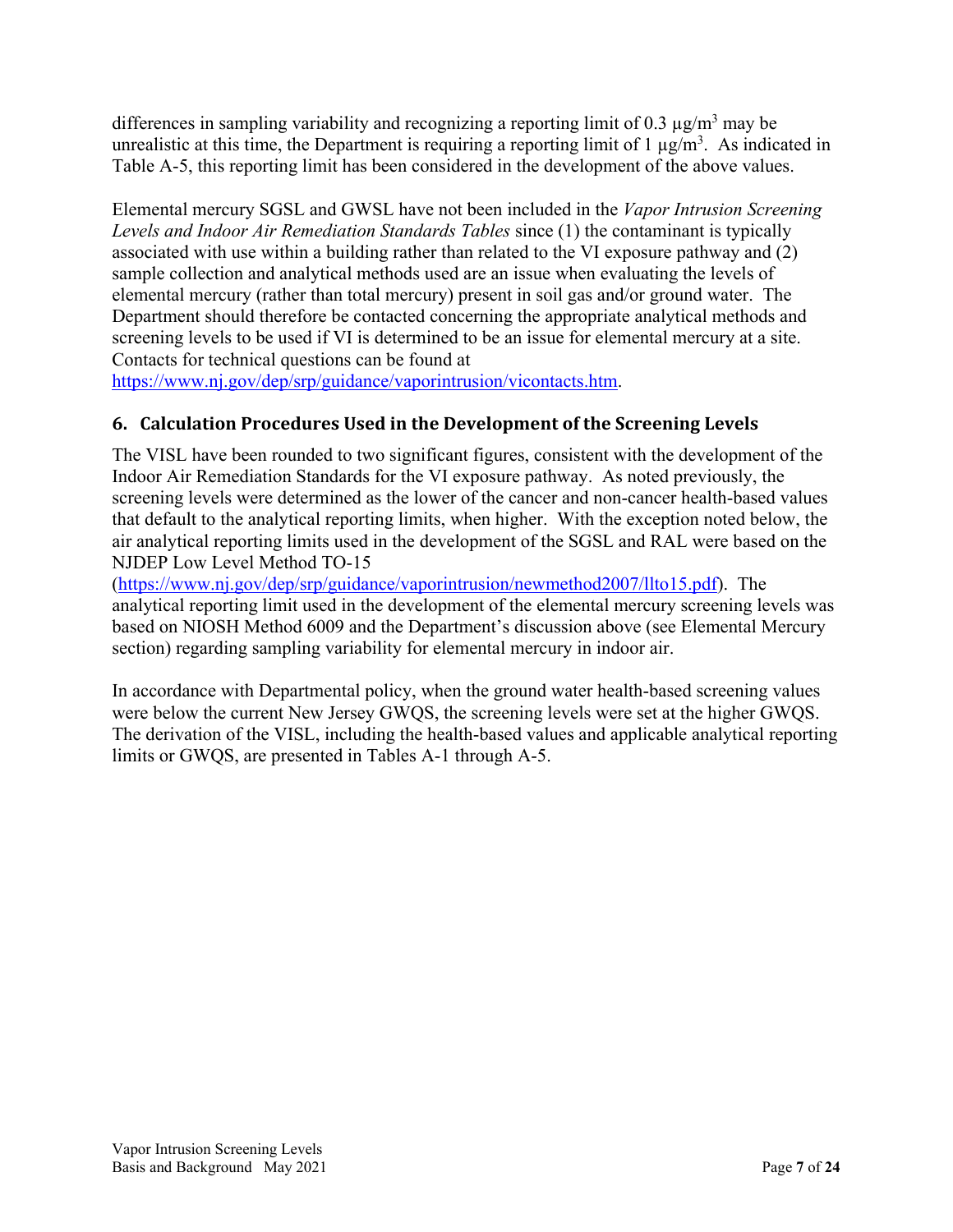differences in sampling variability and recognizing a reporting limit of 0.3 μg/m$^3$ may be unrealistic at this time, the Department is requiring a reporting limit of 1 μg/m$^3$. As indicated in Table A-5, this reporting limit has been considered in the development of the above values.

Elemental mercury SGSL and GWSL have not been included in the *Vapor Intrusion Screening Levels and Indoor Air Remediation Standards Tables* since (1) the contaminant is typically associated with use within a building rather than related to the VI exposure pathway and (2) sample collection and analytical methods used are an issue when evaluating the levels of elemental mercury (rather than total mercury) present in soil gas and/or ground water. The Department should therefore be contacted concerning the appropriate analytical methods and screening levels to be used if VI is determined to be an issue for elemental mercury at a site. Contacts for technical questions can be found at https://www.nj.gov/dep/srp/guidance/vaporintrusion/vicontacts.htm.

## 6. Calculation Procedures Used in the Development of the Screening Levels

The VISL have been rounded to two significant figures, consistent with the development of the Indoor Air Remediation Standards for the VI exposure pathway. As noted previously, the screening levels were determined as the lower of the cancer and non-cancer health-based values that default to the analytical reporting limits, when higher. With the exception noted below, the air analytical reporting limits used in the development of the SGSL and RAL were based on the NJDEP Low Level Method TO-15 (https://www.nj.gov/dep/srp/guidance/vaporintrusion/newmethod2007/llto15.pdf). The analytical reporting limit used in the development of the elemental mercury screening levels was based on NIOSH Method 6009 and the Department's discussion above (see Elemental Mercury section) regarding sampling variability for elemental mercury in indoor air.

In accordance with Departmental policy, when the ground water health-based screening values were below the current New Jersey GWQS, the screening levels were set at the higher GWQS. The derivation of the VISL, including the health-based values and applicable analytical reporting limits or GWQS, are presented in Tables A-1 through A-5.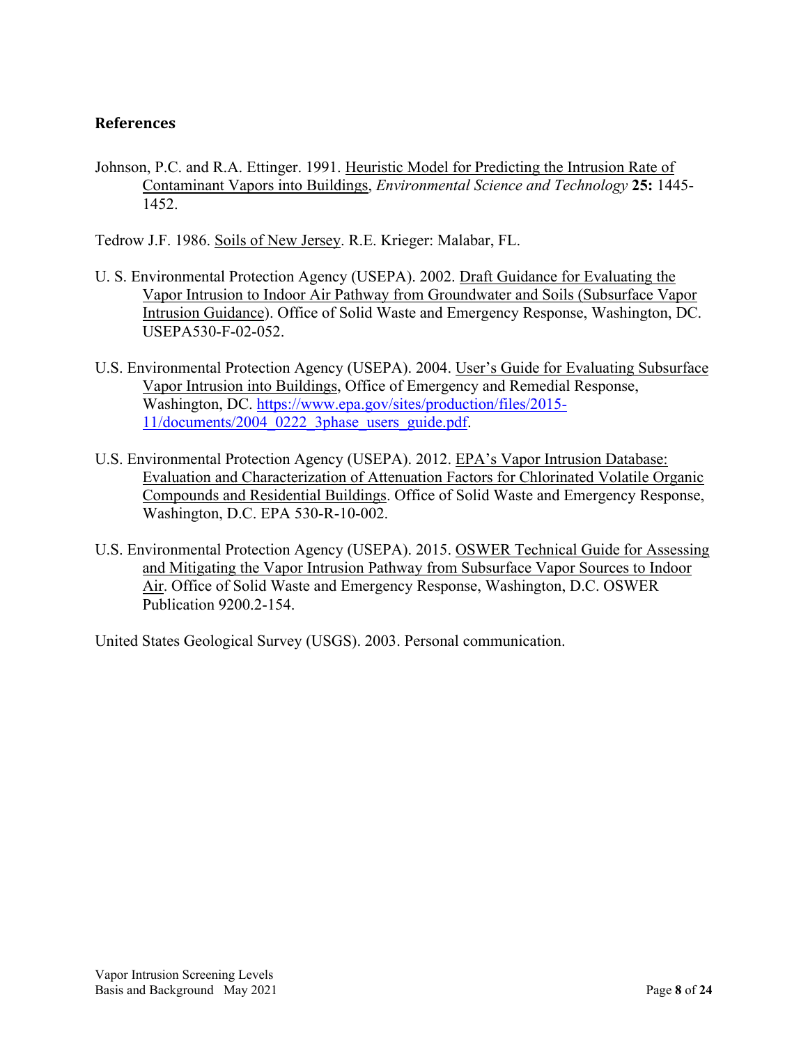## References

Johnson, P.C. and R.A. Ettinger. 1991. Heuristic Model for Predicting the Intrusion Rate of Contaminant Vapors into Buildings, *Environmental Science and Technology* **25:** 1445-1452.

Tedrow J.F. 1986. Soils of New Jersey. R.E. Krieger: Malabar, FL.

U. S. Environmental Protection Agency (USEPA). 2002. Draft Guidance for Evaluating the Vapor Intrusion to Indoor Air Pathway from Groundwater and Soils (Subsurface Vapor Intrusion Guidance). Office of Solid Waste and Emergency Response, Washington, DC. USEPA530-F-02-052.

U.S. Environmental Protection Agency (USEPA). 2004. User's Guide for Evaluating Subsurface Vapor Intrusion into Buildings, Office of Emergency and Remedial Response, Washington, DC. https://www.epa.gov/sites/production/files/2015-11/documents/2004_0222_3phase_users_guide.pdf.

U.S. Environmental Protection Agency (USEPA). 2012. EPA's Vapor Intrusion Database: Evaluation and Characterization of Attenuation Factors for Chlorinated Volatile Organic Compounds and Residential Buildings. Office of Solid Waste and Emergency Response, Washington, D.C. EPA 530-R-10-002.

U.S. Environmental Protection Agency (USEPA). 2015. OSWER Technical Guide for Assessing and Mitigating the Vapor Intrusion Pathway from Subsurface Vapor Sources to Indoor Air. Office of Solid Waste and Emergency Response, Washington, D.C. OSWER Publication 9200.2-154.

United States Geological Survey (USGS). 2003. Personal communication.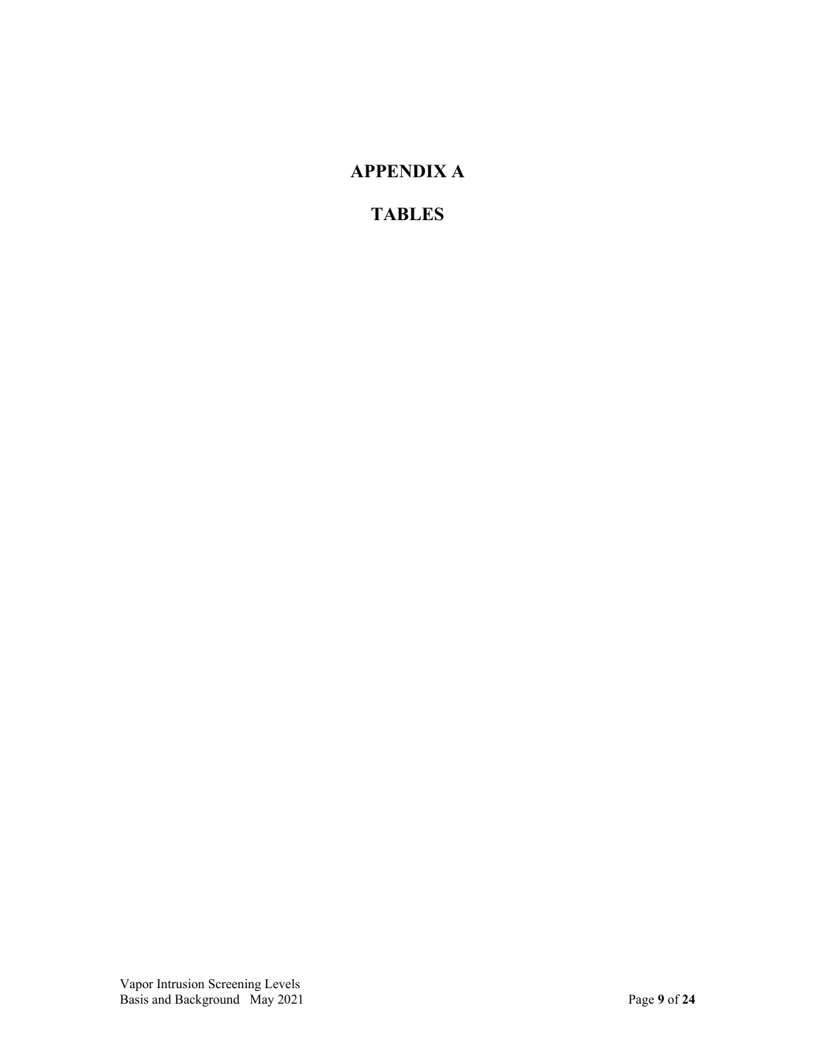# APPENDIX A

# TABLES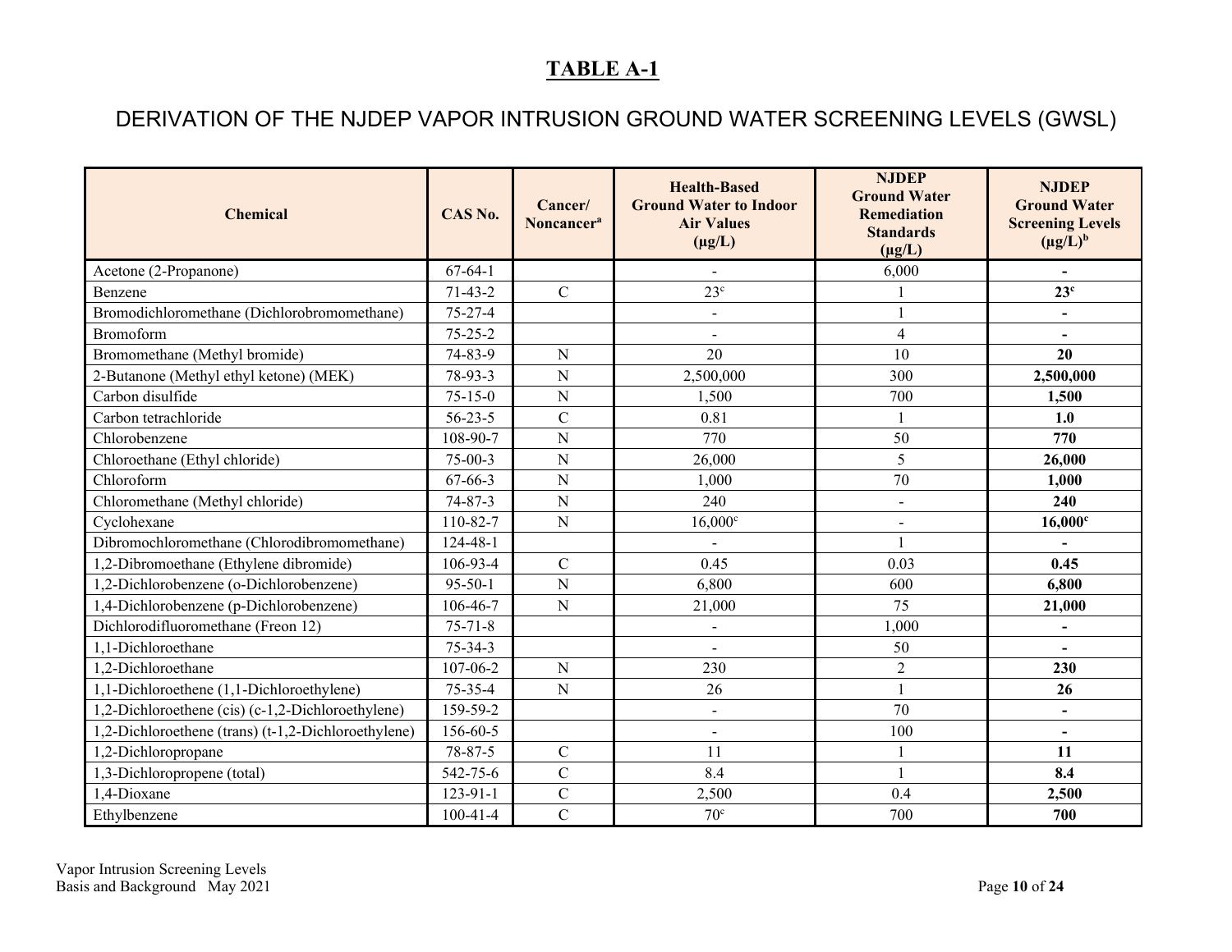# TABLE A-1

## DERIVATION OF THE NJDEP VAPOR INTRUSION GROUND WATER SCREENING LEVELS (GWSL)

| Chemical | CAS No. | Cancer/ Noncancer[a] | Health-Based Ground Water to Indoor Air Values (µg/L) | NJDEP Ground Water Remediation Standards (µg/L) | NJDEP Ground Water Screening Levels (µg/L)[b] |
|---|---|---|---|---|---|
| Acetone (2-Propanone) | 67-64-1 | | - | 6,000 | **-** |
| Benzene | 71-43-2 | C | 23[c] | 1 | **23[c]** |
| Bromodichloromethane (Dichlorobromomethane) | 75-27-4 | | - | 1 | **-** |
| Bromoform | 75-25-2 | | - | 4 | **-** |
| Bromomethane (Methyl bromide) | 74-83-9 | N | 20 | 10 | **20** |
| 2-Butanone (Methyl ethyl ketone) (MEK) | 78-93-3 | N | 2,500,000 | 300 | **2,500,000** |
| Carbon disulfide | 75-15-0 | N | 1,500 | 700 | **1,500** |
| Carbon tetrachloride | 56-23-5 | C | 0.81 | 1 | **1.0** |
| Chlorobenzene | 108-90-7 | N | 770 | 50 | **770** |
| Chloroethane (Ethyl chloride) | 75-00-3 | N | 26,000 | 5 | **26,000** |
| Chloroform | 67-66-3 | N | 1,000 | 70 | **1,000** |
| Chloromethane (Methyl chloride) | 74-87-3 | N | 240 | - | **240** |
| Cyclohexane | 110-82-7 | N | 16,000[c] | - | **16,000[c]** |
| Dibromochloromethane (Chlorodibromomethane) | 124-48-1 | | - | 1 | **-** |
| 1,2-Dibromoethane (Ethylene dibromide) | 106-93-4 | C | 0.45 | 0.03 | **0.45** |
| 1,2-Dichlorobenzene (o-Dichlorobenzene) | 95-50-1 | N | 6,800 | 600 | **6,800** |
| 1,4-Dichlorobenzene (p-Dichlorobenzene) | 106-46-7 | N | 21,000 | 75 | **21,000** |
| Dichlorodifluoromethane (Freon 12) | 75-71-8 | | - | 1,000 | **-** |
| 1,1-Dichloroethane | 75-34-3 | | - | 50 | **-** |
| 1,2-Dichloroethane | 107-06-2 | N | 230 | 2 | **230** |
| 1,1-Dichloroethene (1,1-Dichloroethylene) | 75-35-4 | N | 26 | 1 | **26** |
| 1,2-Dichloroethene (cis) (c-1,2-Dichloroethylene) | 159-59-2 | | - | 70 | **-** |
| 1,2-Dichloroethene (trans) (t-1,2-Dichloroethylene) | 156-60-5 | | - | 100 | **-** |
| 1,2-Dichloropropane | 78-87-5 | C | 11 | 1 | **11** |
| 1,3-Dichloropropene (total) | 542-75-6 | C | 8.4 | 1 | **8.4** |
| 1,4-Dioxane | 123-91-1 | C | 2,500 | 0.4 | **2,500** |
| Ethylbenzene | 100-41-4 | C | 70[c] | 700 | **700** |

Vapor Intrusion Screening Levels
Basis and Background May 2021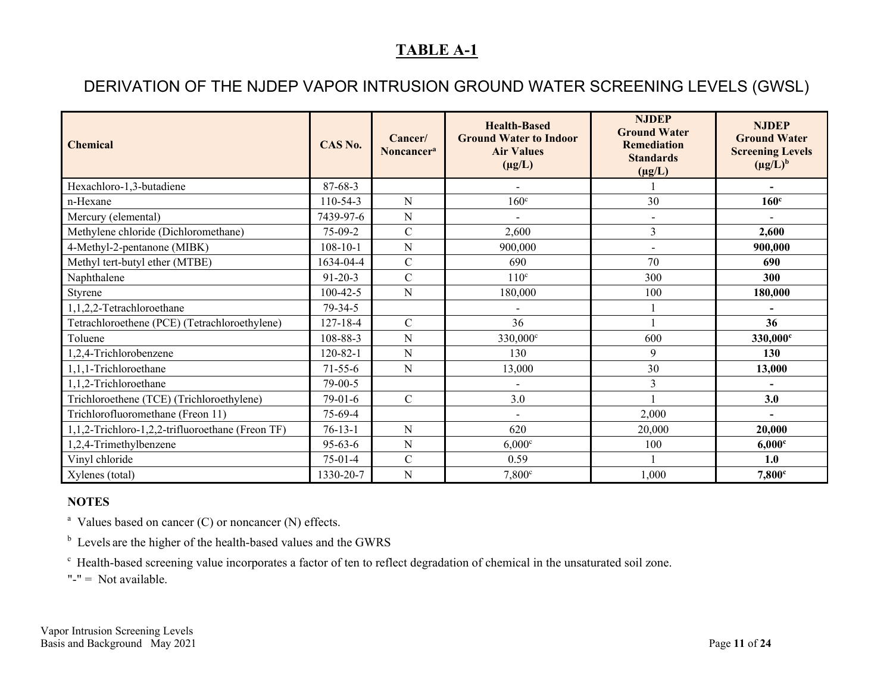## TABLE A-1

## DERIVATION OF THE NJDEP VAPOR INTRUSION GROUND WATER SCREENING LEVELS (GWSL)

| Chemical | CAS No. | Cancer/ Noncancer[a] | Health-Based Ground Water to Indoor Air Values (µg/L) | NJDEP Ground Water Remediation Standards (µg/L) | NJDEP Ground Water Screening Levels (µg/L)[b] |
|---|---|---|---|---|---|
| Hexachloro-1,3-butadiene | 87-68-3 | | - | 1 | **-** |
| n-Hexane | 110-54-3 | N | 160[c] | 30 | **160[c]** |
| Mercury (elemental) | 7439-97-6 | N | - | - | - |
| Methylene chloride (Dichloromethane) | 75-09-2 | C | 2,600 | 3 | **2,600** |
| 4-Methyl-2-pentanone (MIBK) | 108-10-1 | N | 900,000 | - | **900,000** |
| Methyl tert-butyl ether (MTBE) | 1634-04-4 | C | 690 | 70 | **690** |
| Naphthalene | 91-20-3 | C | 110[c] | 300 | **300** |
| Styrene | 100-42-5 | N | 180,000 | 100 | **180,000** |
| 1,1,2,2-Tetrachloroethane | 79-34-5 | | - | 1 | **-** |
| Tetrachloroethene (PCE) (Tetrachloroethylene) | 127-18-4 | C | 36 | 1 | **36** |
| Toluene | 108-88-3 | N | 330,000[c] | 600 | **330,000[c]** |
| 1,2,4-Trichlorobenzene | 120-82-1 | N | 130 | 9 | **130** |
| 1,1,1-Trichloroethane | 71-55-6 | N | 13,000 | 30 | **13,000** |
| 1,1,2-Trichloroethane | 79-00-5 | | - | 3 | **-** |
| Trichloroethene (TCE) (Trichloroethylene) | 79-01-6 | C | 3.0 | 1 | **3.0** |
| Trichlorofluoromethane (Freon 11) | 75-69-4 | | - | 2,000 | **-** |
| 1,1,2-Trichloro-1,2,2-trifluoroethane (Freon TF) | 76-13-1 | N | 620 | 20,000 | **20,000** |
| 1,2,4-Trimethylbenzene | 95-63-6 | N | 6,000[c] | 100 | **6,000[c]** |
| Vinyl chloride | 75-01-4 | C | 0.59 | 1 | **1.0** |
| Xylenes (total) | 1330-20-7 | N | 7,800[c] | 1,000 | **7,800[c]** |

**NOTES**

[a] Values based on cancer (C) or noncancer (N) effects.

[b] Levels are the higher of the health-based values and the GWRS

[c] Health-based screening value incorporates a factor of ten to reflect degradation of chemical in the unsaturated soil zone.

"-" = Not available.

Vapor Intrusion Screening Levels
Basis and Background May 2021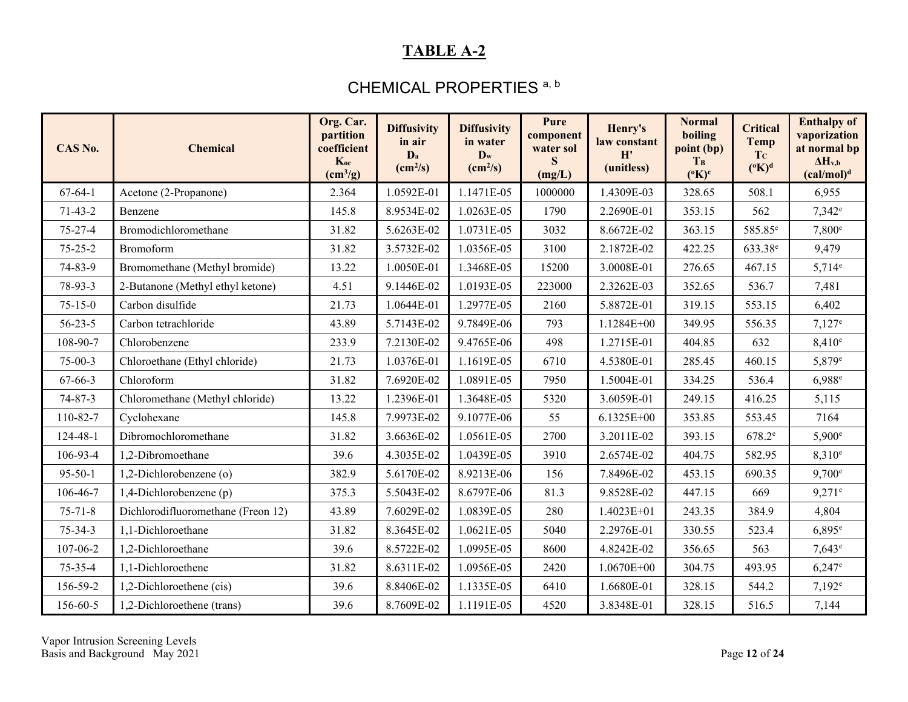# TABLE A-2

## CHEMICAL PROPERTIES [a, b]

| CAS No. | Chemical | Org. Car. partition coefficient $K_{oc}$ ($cm^3/g$) | Diffusivity in air $D_a$ ($cm^2/s$) | Diffusivity in water $D_w$ ($cm^2/s$) | Pure component water sol S (mg/L) | Henry's law constant H' (unitless) | Normal boiling point (bp) $T_B$ (°K)[c] | Critical Temp $T_C$ (°K)[d] | Enthalpy of vaporization at normal bp $\Delta H_{v,b}$ (cal/mol)[d] |
|---|---|---|---|---|---|---|---|---|---|
| 67-64-1 | Acetone (2-Propanone) | 2.364 | 1.0592E-01 | 1.1471E-05 | 1000000 | 1.4309E-03 | 328.65 | 508.1 | 6,955 |
| 71-43-2 | Benzene | 145.8 | 8.9534E-02 | 1.0263E-05 | 1790 | 2.2690E-01 | 353.15 | 562 | 7,342[e] |
| 75-27-4 | Bromodichloromethane | 31.82 | 5.6263E-02 | 1.0731E-05 | 3032 | 8.6672E-02 | 363.15 | 585.85[e] | 7,800[e] |
| 75-25-2 | Bromoform | 31.82 | 3.5732E-02 | 1.0356E-05 | 3100 | 2.1872E-02 | 422.25 | 633.38[e] | 9,479 |
| 74-83-9 | Bromomethane (Methyl bromide) | 13.22 | 1.0050E-01 | 1.3468E-05 | 15200 | 3.0008E-01 | 276.65 | 467.15 | 5,714[e] |
| 78-93-3 | 2-Butanone (Methyl ethyl ketone) | 4.51 | 9.1446E-02 | 1.0193E-05 | 223000 | 2.3262E-03 | 352.65 | 536.7 | 7,481 |
| 75-15-0 | Carbon disulfide | 21.73 | 1.0644E-01 | 1.2977E-05 | 2160 | 5.8872E-01 | 319.15 | 553.15 | 6,402 |
| 56-23-5 | Carbon tetrachloride | 43.89 | 5.7143E-02 | 9.7849E-06 | 793 | 1.1284E+00 | 349.95 | 556.35 | 7,127[e] |
| 108-90-7 | Chlorobenzene | 233.9 | 7.2130E-02 | 9.4765E-06 | 498 | 1.2715E-01 | 404.85 | 632 | 8,410[e] |
| 75-00-3 | Chloroethane (Ethyl chloride) | 21.73 | 1.0376E-01 | 1.1619E-05 | 6710 | 4.5380E-01 | 285.45 | 460.15 | 5,879[e] |
| 67-66-3 | Chloroform | 31.82 | 7.6920E-02 | 1.0891E-05 | 7950 | 1.5004E-01 | 334.25 | 536.4 | 6,988[e] |
| 74-87-3 | Chloromethane (Methyl chloride) | 13.22 | 1.2396E-01 | 1.3648E-05 | 5320 | 3.6059E-01 | 249.15 | 416.25 | 5,115 |
| 110-82-7 | Cyclohexane | 145.8 | 7.9973E-02 | 9.1077E-06 | 55 | 6.1325E+00 | 353.85 | 553.45 | 7164 |
| 124-48-1 | Dibromochloromethane | 31.82 | 3.6636E-02 | 1.0561E-05 | 2700 | 3.2011E-02 | 393.15 | 678.2[e] | 5,900[e] |
| 106-93-4 | 1,2-Dibromoethane | 39.6 | 4.3035E-02 | 1.0439E-05 | 3910 | 2.6574E-02 | 404.75 | 582.95 | 8,310[e] |
| 95-50-1 | 1,2-Dichlorobenzene (o) | 382.9 | 5.6170E-02 | 8.9213E-06 | 156 | 7.8496E-02 | 453.15 | 690.35 | 9,700[e] |
| 106-46-7 | 1,4-Dichlorobenzene (p) | 375.3 | 5.5043E-02 | 8.6797E-06 | 81.3 | 9.8528E-02 | 447.15 | 669 | 9,271[e] |
| 75-71-8 | Dichlorodifluoromethane (Freon 12) | 43.89 | 7.6029E-02 | 1.0839E-05 | 280 | 1.4023E+01 | 243.35 | 384.9 | 4,804 |
| 75-34-3 | 1,1-Dichloroethane | 31.82 | 8.3645E-02 | 1.0621E-05 | 5040 | 2.2976E-01 | 330.55 | 523.4 | 6,895[e] |
| 107-06-2 | 1,2-Dichloroethane | 39.6 | 8.5722E-02 | 1.0995E-05 | 8600 | 4.8242E-02 | 356.65 | 563 | 7,643[e] |
| 75-35-4 | 1,1-Dichloroethene | 31.82 | 8.6311E-02 | 1.0956E-05 | 2420 | 1.0670E+00 | 304.75 | 493.95 | 6,247[e] |
| 156-59-2 | 1,2-Dichloroethene (cis) | 39.6 | 8.8406E-02 | 1.1335E-05 | 6410 | 1.6680E-01 | 328.15 | 544.2 | 7,192[e] |
| 156-60-5 | 1,2-Dichloroethene (trans) | 39.6 | 8.7609E-02 | 1.1191E-05 | 4520 | 3.8348E-01 | 328.15 | 516.5 | 7,144 |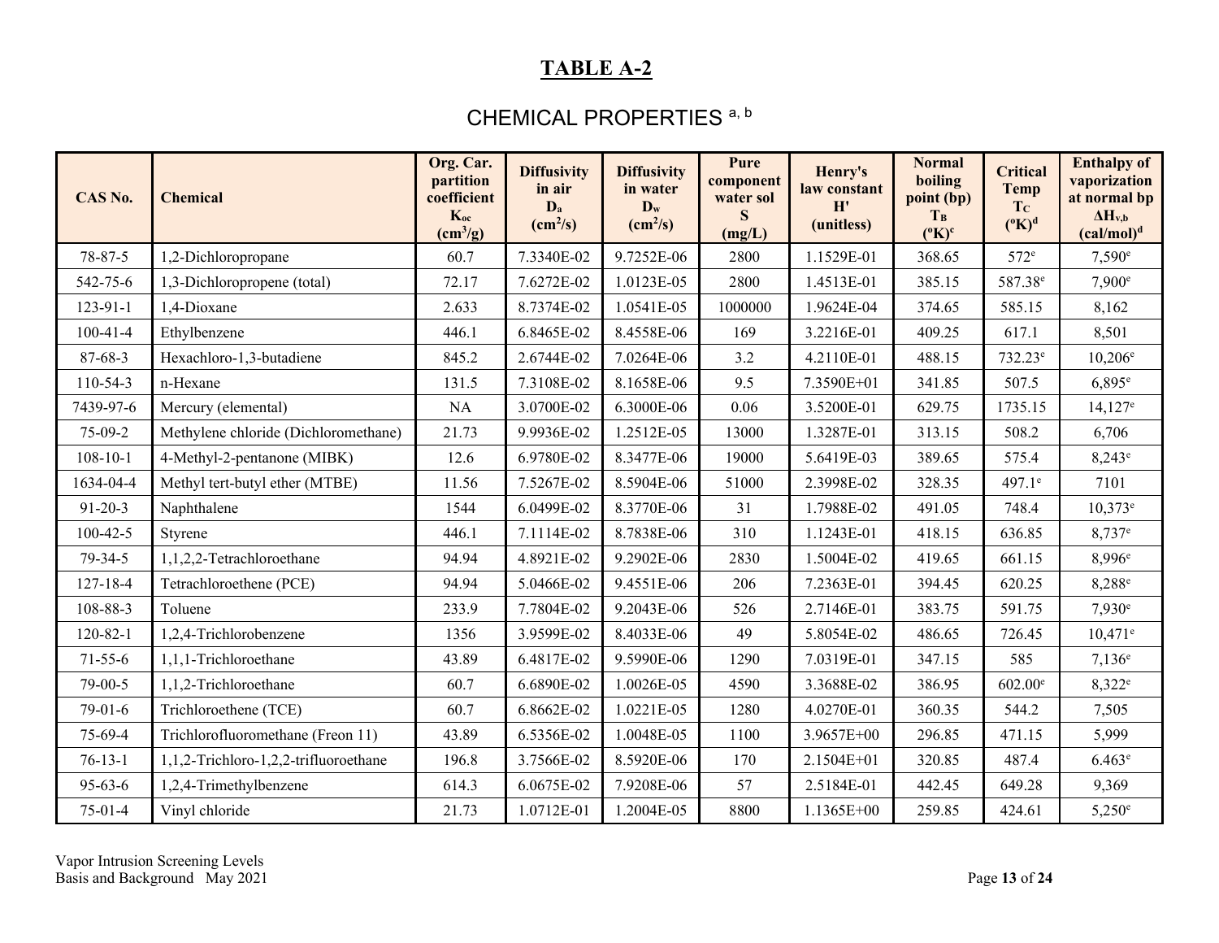# TABLE A-2

## CHEMICAL PROPERTIES [a, b]

| CAS No. | Chemical | Org. Car. partition coefficient $K_{oc}$ ($cm^3/g$) | Diffusivity in air $D_a$ ($cm^2/s$) | Diffusivity in water $D_w$ ($cm^2/s$) | Pure component water sol S (mg/L) | Henry's law constant H' (unitless) | Normal boiling point (bp) $T_B$ (°K)[c] | Critical Temp $T_C$ (°K)[d] | Enthalpy of vaporization at normal bp $\Delta H_{v,b}$ (cal/mol)[d] |
|---|---|---|---|---|---|---|---|---|---|
| 78-87-5 | 1,2-Dichloropropane | 60.7 | 7.3340E-02 | 9.7252E-06 | 2800 | 1.1529E-01 | 368.65 | 572[e] | 7,590[e] |
| 542-75-6 | 1,3-Dichloropropene (total) | 72.17 | 7.6272E-02 | 1.0123E-05 | 2800 | 1.4513E-01 | 385.15 | 587.38[e] | 7,900[e] |
| 123-91-1 | 1,4-Dioxane | 2.633 | 8.7374E-02 | 1.0541E-05 | 1000000 | 1.9624E-04 | 374.65 | 585.15 | 8,162 |
| 100-41-4 | Ethylbenzene | 446.1 | 6.8465E-02 | 8.4558E-06 | 169 | 3.2216E-01 | 409.25 | 617.1 | 8,501 |
| 87-68-3 | Hexachloro-1,3-butadiene | 845.2 | 2.6744E-02 | 7.0264E-06 | 3.2 | 4.2110E-01 | 488.15 | 732.23[e] | 10,206[e] |
| 110-54-3 | n-Hexane | 131.5 | 7.3108E-02 | 8.1658E-06 | 9.5 | 7.3590E+01 | 341.85 | 507.5 | 6,895[e] |
| 7439-97-6 | Mercury (elemental) | NA | 3.0700E-02 | 6.3000E-06 | 0.06 | 3.5200E-01 | 629.75 | 1735.15 | 14,127[e] |
| 75-09-2 | Methylene chloride (Dichloromethane) | 21.73 | 9.9936E-02 | 1.2512E-05 | 13000 | 1.3287E-01 | 313.15 | 508.2 | 6,706 |
| 108-10-1 | 4-Methyl-2-pentanone (MIBK) | 12.6 | 6.9780E-02 | 8.3477E-06 | 19000 | 5.6419E-03 | 389.65 | 575.4 | 8,243[e] |
| 1634-04-4 | Methyl tert-butyl ether (MTBE) | 11.56 | 7.5267E-02 | 8.5904E-06 | 51000 | 2.3998E-02 | 328.35 | 497.1[e] | 7101 |
| 91-20-3 | Naphthalene | 1544 | 6.0499E-02 | 8.3770E-06 | 31 | 1.7988E-02 | 491.05 | 748.4 | 10,373[e] |
| 100-42-5 | Styrene | 446.1 | 7.1114E-02 | 8.7838E-06 | 310 | 1.1243E-01 | 418.15 | 636.85 | 8,737[e] |
| 79-34-5 | 1,1,2,2-Tetrachloroethane | 94.94 | 4.8921E-02 | 9.2902E-06 | 2830 | 1.5004E-02 | 419.65 | 661.15 | 8,996[e] |
| 127-18-4 | Tetrachloroethene (PCE) | 94.94 | 5.0466E-02 | 9.4551E-06 | 206 | 7.2363E-01 | 394.45 | 620.25 | 8,288[e] |
| 108-88-3 | Toluene | 233.9 | 7.7804E-02 | 9.2043E-06 | 526 | 2.7146E-01 | 383.75 | 591.75 | 7,930[e] |
| 120-82-1 | 1,2,4-Trichlorobenzene | 1356 | 3.9599E-02 | 8.4033E-06 | 49 | 5.8054E-02 | 486.65 | 726.45 | 10,471[e] |
| 71-55-6 | 1,1,1-Trichloroethane | 43.89 | 6.4817E-02 | 9.5990E-06 | 1290 | 7.0319E-01 | 347.15 | 585 | 7,136[e] |
| 79-00-5 | 1,1,2-Trichloroethane | 60.7 | 6.6890E-02 | 1.0026E-05 | 4590 | 3.3688E-02 | 386.95 | 602.00[e] | 8,322[e] |
| 79-01-6 | Trichloroethene (TCE) | 60.7 | 6.8662E-02 | 1.0221E-05 | 1280 | 4.0270E-01 | 360.35 | 544.2 | 7,505 |
| 75-69-4 | Trichlorofluoromethane (Freon 11) | 43.89 | 6.5356E-02 | 1.0048E-05 | 1100 | 3.9657E+00 | 296.85 | 471.15 | 5,999 |
| 76-13-1 | 1,1,2-Trichloro-1,2,2-trifluoroethane | 196.8 | 3.7566E-02 | 8.5920E-06 | 170 | 2.1504E+01 | 320.85 | 487.4 | 6.463[e] |
| 95-63-6 | 1,2,4-Trimethylbenzene | 614.3 | 6.0675E-02 | 7.9208E-06 | 57 | 2.5184E-01 | 442.45 | 649.28 | 9,369 |
| 75-01-4 | Vinyl chloride | 21.73 | 1.0712E-01 | 1.2004E-05 | 8800 | 1.1365E+00 | 259.85 | 424.61 | 5,250[e] |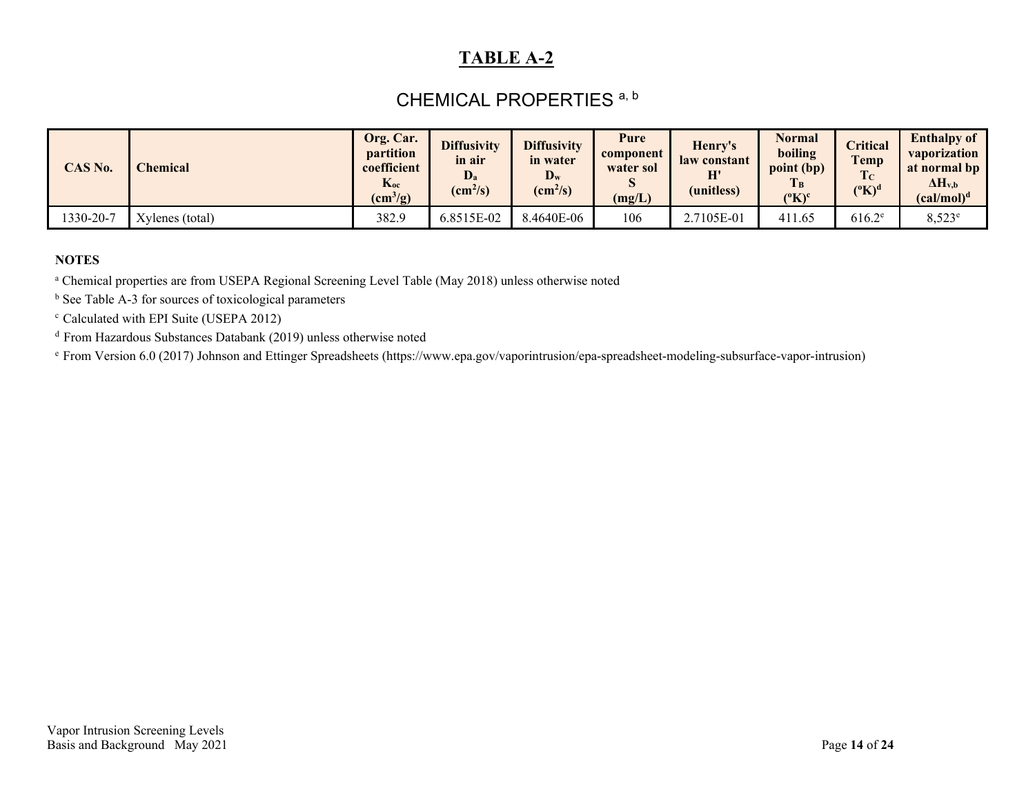# TABLE A-2

## CHEMICAL PROPERTIES [a, b]

| CAS No. | Chemical | Org. Car. partition coefficient $K_{oc}$ ($cm^3/g$) | Diffusivity in air $D_a$ ($cm^2/s$) | Diffusivity in water $D_w$ ($cm^2/s$) | Pure component water sol S (mg/L) | Henry's law constant H' (unitless) | Normal boiling point (bp) $T_B$ (°K)[c] | Critical Temp $T_C$ (°K)[d] | Enthalpy of vaporization at normal bp $\Delta H_{v,b}$ (cal/mol)[d] |
|---|---|---|---|---|---|---|---|---|---|
| 1330-20-7 | Xylenes (total) | 382.9 | 6.8515E-02 | 8.4640E-06 | 106 | 2.7105E-01 | 411.65 | 616.2[e] | 8,523[e] |

**NOTES**

[a] Chemical properties are from USEPA Regional Screening Level Table (May 2018) unless otherwise noted

[b] See Table A-3 for sources of toxicological parameters

[c] Calculated with EPI Suite (USEPA 2012)

[d] From Hazardous Substances Databank (2019) unless otherwise noted

[e] From Version 6.0 (2017) Johnson and Ettinger Spreadsheets (https://www.epa.gov/vaporintrusion/epa-spreadsheet-modeling-subsurface-vapor-intrusion)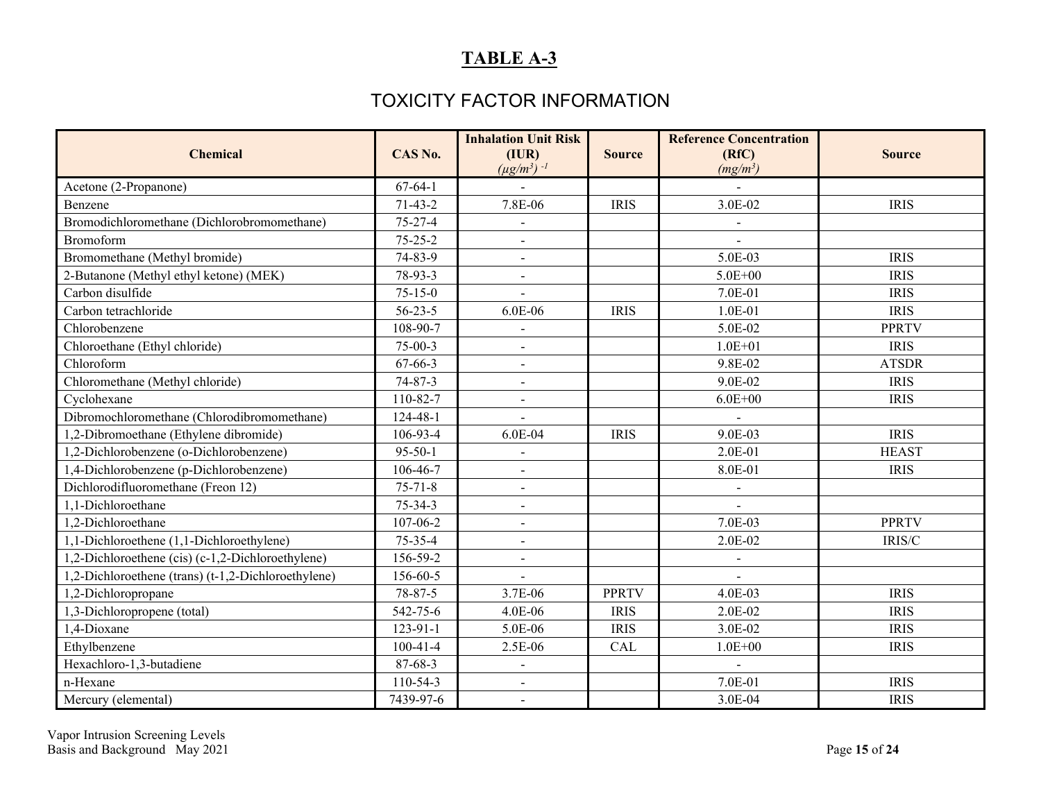# TABLE A-3

## TOXICITY FACTOR INFORMATION

| Chemical | CAS No. | Inhalation Unit Risk (IUR) $(\mu g/m^3)^{-1}$ | Source | Reference Concentration (RfC) $(mg/m^3)$ | Source |
|---|---|---|---|---|---|
| Acetone (2-Propanone) | 67-64-1 | - | | - | |
| Benzene | 71-43-2 | 7.8E-06 | IRIS | 3.0E-02 | IRIS |
| Bromodichloromethane (Dichlorobromomethane) | 75-27-4 | - | | - | |
| Bromoform | 75-25-2 | - | | - | |
| Bromomethane (Methyl bromide) | 74-83-9 | - | | 5.0E-03 | IRIS |
| 2-Butanone (Methyl ethyl ketone) (MEK) | 78-93-3 | - | | 5.0E+00 | IRIS |
| Carbon disulfide | 75-15-0 | - | | 7.0E-01 | IRIS |
| Carbon tetrachloride | 56-23-5 | 6.0E-06 | IRIS | 1.0E-01 | IRIS |
| Chlorobenzene | 108-90-7 | - | | 5.0E-02 | PPRTV |
| Chloroethane (Ethyl chloride) | 75-00-3 | - | | 1.0E+01 | IRIS |
| Chloroform | 67-66-3 | - | | 9.8E-02 | ATSDR |
| Chloromethane (Methyl chloride) | 74-87-3 | - | | 9.0E-02 | IRIS |
| Cyclohexane | 110-82-7 | - | | 6.0E+00 | IRIS |
| Dibromochloromethane (Chlorodibromomethane) | 124-48-1 | - | | - | |
| 1,2-Dibromoethane (Ethylene dibromide) | 106-93-4 | 6.0E-04 | IRIS | 9.0E-03 | IRIS |
| 1,2-Dichlorobenzene (o-Dichlorobenzene) | 95-50-1 | - | | 2.0E-01 | HEAST |
| 1,4-Dichlorobenzene (p-Dichlorobenzene) | 106-46-7 | - | | 8.0E-01 | IRIS |
| Dichlorodifluoromethane (Freon 12) | 75-71-8 | - | | - | |
| 1,1-Dichloroethane | 75-34-3 | - | | - | |
| 1,2-Dichloroethane | 107-06-2 | - | | 7.0E-03 | PPRTV |
| 1,1-Dichloroethene (1,1-Dichloroethylene) | 75-35-4 | - | | 2.0E-02 | IRIS/C |
| 1,2-Dichloroethene (cis) (c-1,2-Dichloroethylene) | 156-59-2 | - | | - | |
| 1,2-Dichloroethene (trans) (t-1,2-Dichloroethylene) | 156-60-5 | - | | - | |
| 1,2-Dichloropropane | 78-87-5 | 3.7E-06 | PPRTV | 4.0E-03 | IRIS |
| 1,3-Dichloropropene (total) | 542-75-6 | 4.0E-06 | IRIS | 2.0E-02 | IRIS |
| 1,4-Dioxane | 123-91-1 | 5.0E-06 | IRIS | 3.0E-02 | IRIS |
| Ethylbenzene | 100-41-4 | 2.5E-06 | CAL | 1.0E+00 | IRIS |
| Hexachloro-1,3-butadiene | 87-68-3 | - | | - | |
| n-Hexane | 110-54-3 | - | | 7.0E-01 | IRIS |
| Mercury (elemental) | 7439-97-6 | - | | 3.0E-04 | IRIS |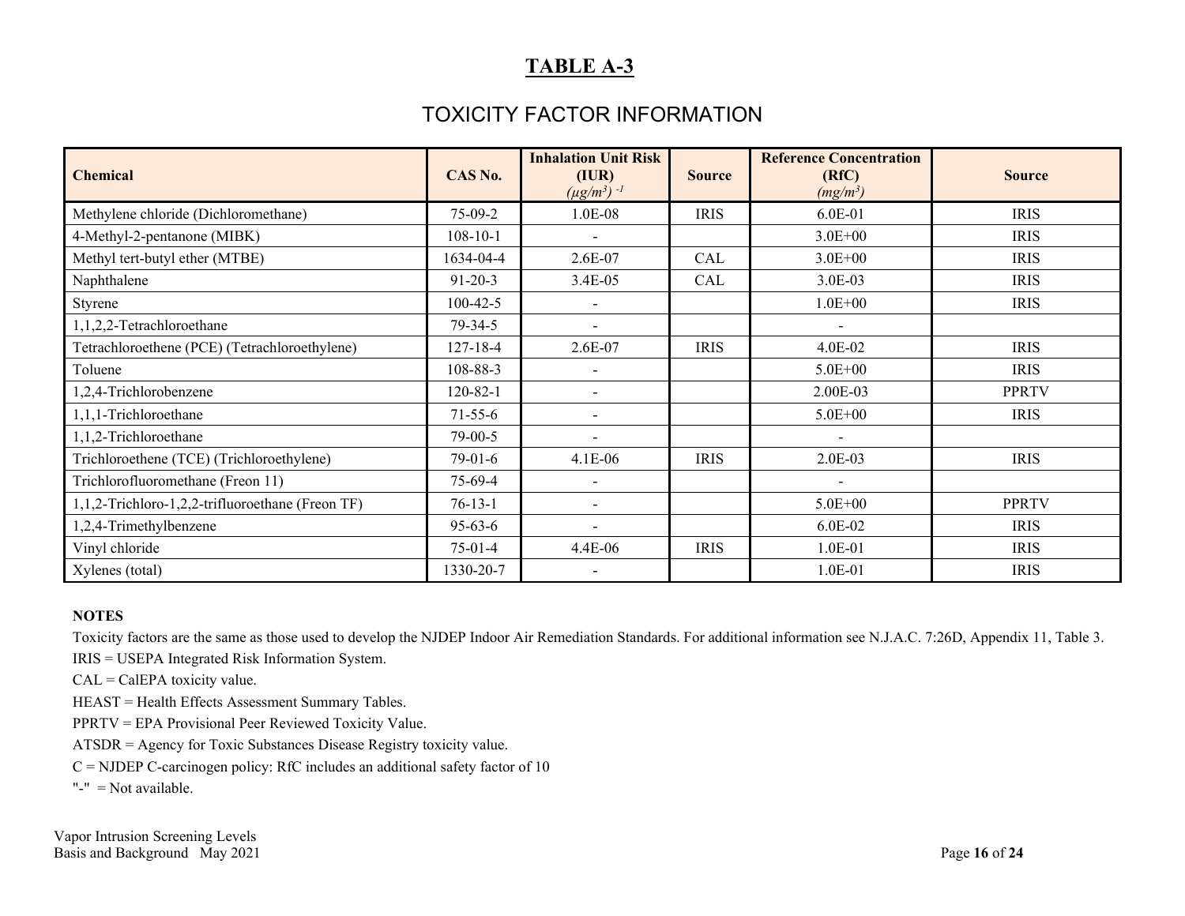# TABLE A-3

## TOXICITY FACTOR INFORMATION

| Chemical | CAS No. | Inhalation Unit Risk (IUR) *(μg/m³)* $^{-1}$ | Source | Reference Concentration (RfC) *(mg/m³)* | Source |
|---|---|---|---|---|---|
| Methylene chloride (Dichloromethane) | 75-09-2 | 1.0E-08 | IRIS | 6.0E-01 | IRIS |
| 4-Methyl-2-pentanone (MIBK) | 108-10-1 | - | | 3.0E+00 | IRIS |
| Methyl tert-butyl ether (MTBE) | 1634-04-4 | 2.6E-07 | CAL | 3.0E+00 | IRIS |
| Naphthalene | 91-20-3 | 3.4E-05 | CAL | 3.0E-03 | IRIS |
| Styrene | 100-42-5 | - | | 1.0E+00 | IRIS |
| 1,1,2,2-Tetrachloroethane | 79-34-5 | - | | - | |
| Tetrachloroethene (PCE) (Tetrachloroethylene) | 127-18-4 | 2.6E-07 | IRIS | 4.0E-02 | IRIS |
| Toluene | 108-88-3 | - | | 5.0E+00 | IRIS |
| 1,2,4-Trichlorobenzene | 120-82-1 | - | | 2.00E-03 | PPRTV |
| 1,1,1-Trichloroethane | 71-55-6 | - | | 5.0E+00 | IRIS |
| 1,1,2-Trichloroethane | 79-00-5 | - | | - | |
| Trichloroethene (TCE) (Trichloroethylene) | 79-01-6 | 4.1E-06 | IRIS | 2.0E-03 | IRIS |
| Trichlorofluoromethane (Freon 11) | 75-69-4 | - | | - | |
| 1,1,2-Trichloro-1,2,2-trifluoroethane (Freon TF) | 76-13-1 | - | | 5.0E+00 | PPRTV |
| 1,2,4-Trimethylbenzene | 95-63-6 | - | | 6.0E-02 | IRIS |
| Vinyl chloride | 75-01-4 | 4.4E-06 | IRIS | 1.0E-01 | IRIS |
| Xylenes (total) | 1330-20-7 | - | | 1.0E-01 | IRIS |

**NOTES**

Toxicity factors are the same as those used to develop the NJDEP Indoor Air Remediation Standards. For additional information see N.J.A.C. 7:26D, Appendix 11, Table 3.

IRIS = USEPA Integrated Risk Information System.

CAL = CalEPA toxicity value.

HEAST = Health Effects Assessment Summary Tables.

PPRTV = EPA Provisional Peer Reviewed Toxicity Value.

ATSDR = Agency for Toxic Substances Disease Registry toxicity value.

C = NJDEP C-carcinogen policy: RfC includes an additional safety factor of 10

"-" = Not available.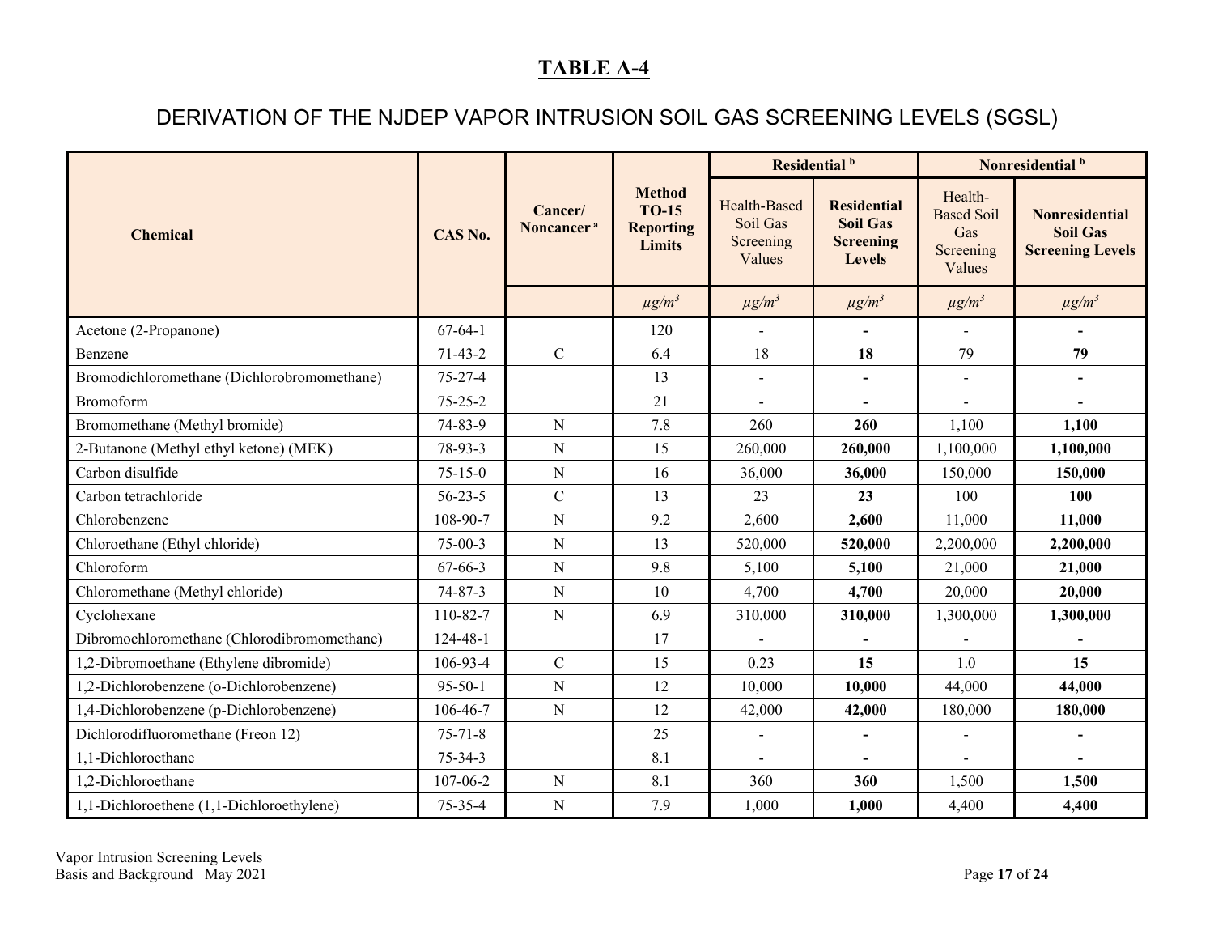# TABLE A-4

## DERIVATION OF THE NJDEP VAPOR INTRUSION SOIL GAS SCREENING LEVELS (SGSL)

| Chemical | CAS No. | Cancer/ Noncancer [a] | Method TO-15 Reporting Limits | Residential [b] | | Nonresidential [b] | |
|---|---|---|---|---|---|---|---|
| | | | | Health-Based Soil Gas Screening Values | **Residential Soil Gas Screening Levels** | Health-Based Soil Gas Screening Values | **Nonresidential Soil Gas Screening Levels** |
| | | | $\mu g/m^3$ | $\mu g/m^3$ | $\mu g/m^3$ | $\mu g/m^3$ | $\mu g/m^3$ |
| Acetone (2-Propanone) | 67-64-1 | | 120 | - | **-** | - | **-** |
| Benzene | 71-43-2 | C | 6.4 | 18 | **18** | 79 | **79** |
| Bromodichloromethane (Dichlorobromomethane) | 75-27-4 | | 13 | - | **-** | - | **-** |
| Bromoform | 75-25-2 | | 21 | - | **-** | - | **-** |
| Bromomethane (Methyl bromide) | 74-83-9 | N | 7.8 | 260 | **260** | 1,100 | **1,100** |
| 2-Butanone (Methyl ethyl ketone) (MEK) | 78-93-3 | N | 15 | 260,000 | **260,000** | 1,100,000 | **1,100,000** |
| Carbon disulfide | 75-15-0 | N | 16 | 36,000 | **36,000** | 150,000 | **150,000** |
| Carbon tetrachloride | 56-23-5 | C | 13 | 23 | **23** | 100 | **100** |
| Chlorobenzene | 108-90-7 | N | 9.2 | 2,600 | **2,600** | 11,000 | **11,000** |
| Chloroethane (Ethyl chloride) | 75-00-3 | N | 13 | 520,000 | **520,000** | 2,200,000 | **2,200,000** |
| Chloroform | 67-66-3 | N | 9.8 | 5,100 | **5,100** | 21,000 | **21,000** |
| Chloromethane (Methyl chloride) | 74-87-3 | N | 10 | 4,700 | **4,700** | 20,000 | **20,000** |
| Cyclohexane | 110-82-7 | N | 6.9 | 310,000 | **310,000** | 1,300,000 | **1,300,000** |
| Dibromochloromethane (Chlorodibromomethane) | 124-48-1 | | 17 | - | **-** | - | **-** |
| 1,2-Dibromoethane (Ethylene dibromide) | 106-93-4 | C | 15 | 0.23 | **15** | 1.0 | **15** |
| 1,2-Dichlorobenzene (o-Dichlorobenzene) | 95-50-1 | N | 12 | 10,000 | **10,000** | 44,000 | **44,000** |
| 1,4-Dichlorobenzene (p-Dichlorobenzene) | 106-46-7 | N | 12 | 42,000 | **42,000** | 180,000 | **180,000** |
| Dichlorodifluoromethane (Freon 12) | 75-71-8 | | 25 | - | **-** | - | **-** |
| 1,1-Dichloroethane | 75-34-3 | | 8.1 | - | **-** | - | **-** |
| 1,2-Dichloroethane | 107-06-2 | N | 8.1 | 360 | **360** | 1,500 | **1,500** |
| 1,1-Dichloroethene (1,1-Dichloroethylene) | 75-35-4 | N | 7.9 | 1,000 | **1,000** | 4,400 | **4,400** |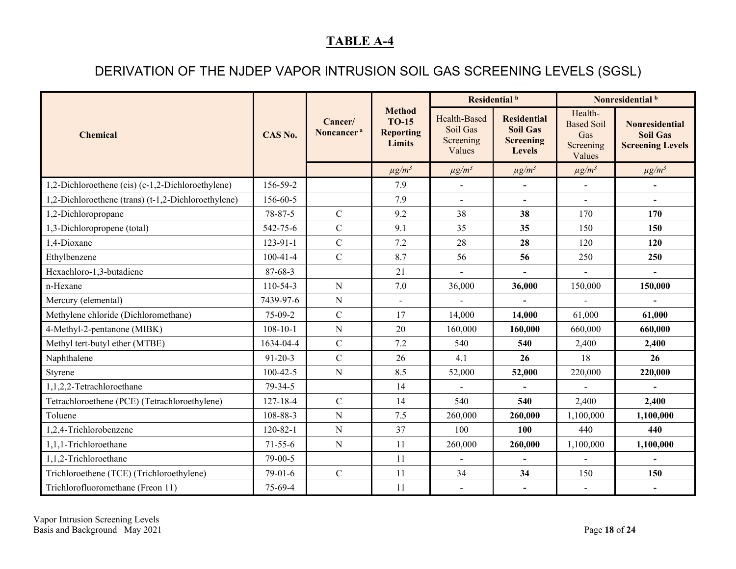# TABLE A-4

## DERIVATION OF THE NJDEP VAPOR INTRUSION SOIL GAS SCREENING LEVELS (SGSL)

| Chemical | CAS No. | Cancer/ Noncancer [a] | Method TO-15 Reporting Limits | Residential [b] | | Nonresidential [b] | |
|---|---|---|---|---|---|---|---|
| | | | | Health-Based Soil Gas Screening Values | **Residential Soil Gas Screening Levels** | Health-Based Soil Gas Screening Values | **Nonresidential Soil Gas Screening Levels** |
| | | | *µg/m³* | *µg/m³* | *µg/m³* | *µg/m³* | *µg/m³* |
| 1,2-Dichloroethene (cis) (c-1,2-Dichloroethylene) | 156-59-2 | | 7.9 | - | **-** | - | **-** |
| 1,2-Dichloroethene (trans) (t-1,2-Dichloroethylene) | 156-60-5 | | 7.9 | - | **-** | - | **-** |
| 1,2-Dichloropropane | 78-87-5 | C | 9.2 | 38 | **38** | 170 | **170** |
| 1,3-Dichloropropene (total) | 542-75-6 | C | 9.1 | 35 | **35** | 150 | **150** |
| 1,4-Dioxane | 123-91-1 | C | 7.2 | 28 | **28** | 120 | **120** |
| Ethylbenzene | 100-41-4 | C | 8.7 | 56 | **56** | 250 | **250** |
| Hexachloro-1,3-butadiene | 87-68-3 | | 21 | - | **-** | - | **-** |
| n-Hexane | 110-54-3 | N | 7.0 | 36,000 | **36,000** | 150,000 | **150,000** |
| Mercury (elemental) | 7439-97-6 | N | - | - | **-** | - | **-** |
| Methylene chloride (Dichloromethane) | 75-09-2 | C | 17 | 14,000 | **14,000** | 61,000 | **61,000** |
| 4-Methyl-2-pentanone (MIBK) | 108-10-1 | N | 20 | 160,000 | **160,000** | 660,000 | **660,000** |
| Methyl tert-butyl ether (MTBE) | 1634-04-4 | C | 7.2 | 540 | **540** | 2,400 | **2,400** |
| Naphthalene | 91-20-3 | C | 26 | 4.1 | **26** | 18 | **26** |
| Styrene | 100-42-5 | N | 8.5 | 52,000 | **52,000** | 220,000 | **220,000** |
| 1,1,2,2-Tetrachloroethane | 79-34-5 | | 14 | - | **-** | - | **-** |
| Tetrachloroethene (PCE) (Tetrachloroethylene) | 127-18-4 | C | 14 | 540 | **540** | 2,400 | **2,400** |
| Toluene | 108-88-3 | N | 7.5 | 260,000 | **260,000** | 1,100,000 | **1,100,000** |
| 1,2,4-Trichlorobenzene | 120-82-1 | N | 37 | 100 | **100** | 440 | **440** |
| 1,1,1-Trichloroethane | 71-55-6 | N | 11 | 260,000 | **260,000** | 1,100,000 | **1,100,000** |
| 1,1,2-Trichloroethane | 79-00-5 | | 11 | - | **-** | - | **-** |
| Trichloroethene (TCE) (Trichloroethylene) | 79-01-6 | C | 11 | 34 | **34** | 150 | **150** |
| Trichlorofluoromethane (Freon 11) | 75-69-4 | | 11 | - | **-** | - | **-** |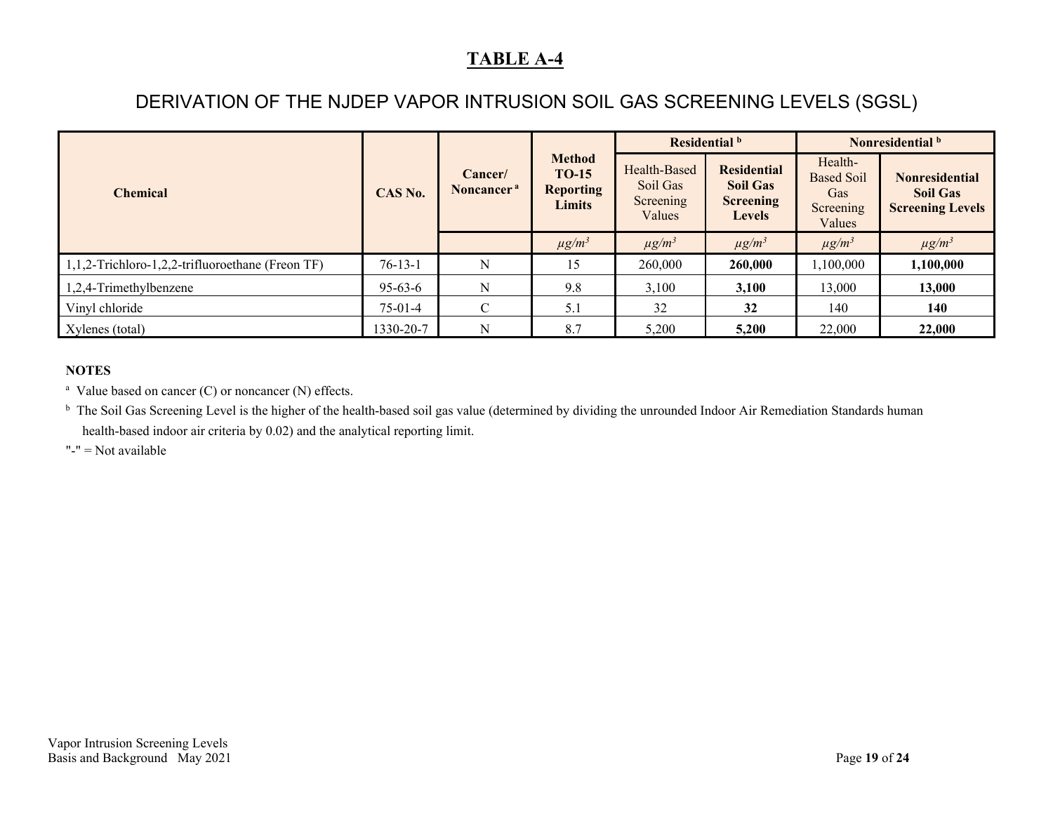# TABLE A-4

## DERIVATION OF THE NJDEP VAPOR INTRUSION SOIL GAS SCREENING LEVELS (SGSL)

| Chemical | CAS No. | Cancer/ Noncancer [a] | Method TO-15 Reporting Limits | Residential [b] | | Nonresidential [b] | |
|---|---|---|---|---|---|---|---|
| | | | | Health-Based Soil Gas Screening Values | **Residential Soil Gas Screening Levels** | Health-Based Soil Gas Screening Values | **Nonresidential Soil Gas Screening Levels** |
| | | | *μg/m³* | *μg/m³* | *μg/m³* | *μg/m³* | *μg/m³* |
| 1,1,2-Trichloro-1,2,2-trifluoroethane (Freon TF) | 76-13-1 | N | 15 | 260,000 | **260,000** | 1,100,000 | **1,100,000** |
| 1,2,4-Trimethylbenzene | 95-63-6 | N | 9.8 | 3,100 | **3,100** | 13,000 | **13,000** |
| Vinyl chloride | 75-01-4 | C | 5.1 | 32 | **32** | 140 | **140** |
| Xylenes (total) | 1330-20-7 | N | 8.7 | 5,200 | **5,200** | 22,000 | **22,000** |

**NOTES**

[a] Value based on cancer (C) or noncancer (N) effects.

[b] The Soil Gas Screening Level is the higher of the health-based soil gas value (determined by dividing the unrounded Indoor Air Remediation Standards human health-based indoor air criteria by 0.02) and the analytical reporting limit.

"-" = Not available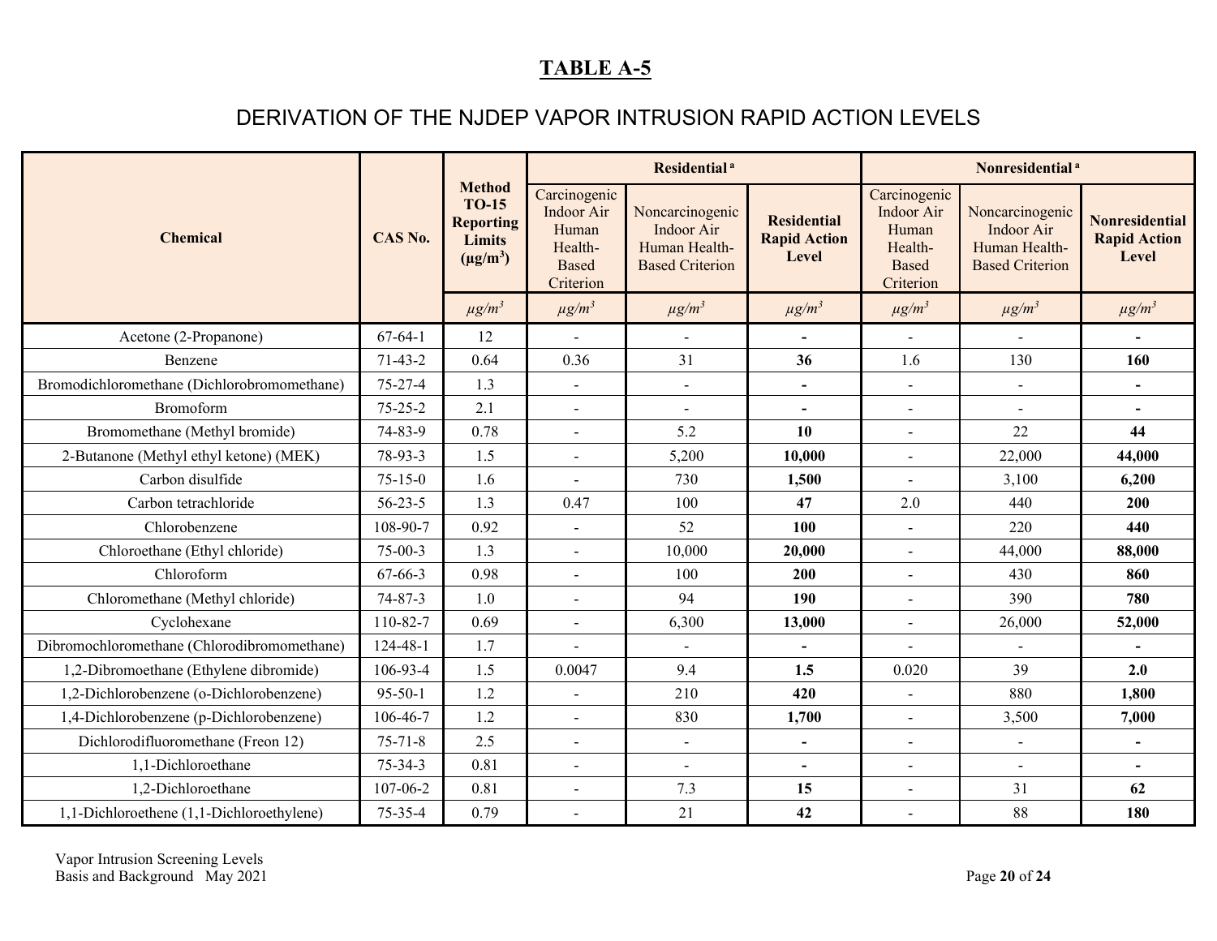# TABLE A-5

## DERIVATION OF THE NJDEP VAPOR INTRUSION RAPID ACTION LEVELS

| Chemical | CAS No. | Method TO-15 Reporting Limits ($\mu g/m^3$) | Residential [a] | | | Nonresidential [a] | | |
|---|---|---|---|---|---|---|---|---|
| | | | Carcinogenic Indoor Air Human Health-Based Criterion | Noncarcinogenic Indoor Air Human Health-Based Criterion | **Residential Rapid Action Level** | Carcinogenic Indoor Air Human Health-Based Criterion | Noncarcinogenic Indoor Air Human Health-Based Criterion | **Nonresidential Rapid Action Level** |
| | | $\mu g/m^3$ | $\mu g/m^3$ | $\mu g/m^3$ | $\mu g/m^3$ | $\mu g/m^3$ | $\mu g/m^3$ | $\mu g/m^3$ |
| Acetone (2-Propanone) | 67-64-1 | 12 | - | - | **-** | - | - | **-** |
| Benzene | 71-43-2 | 0.64 | 0.36 | 31 | **36** | 1.6 | 130 | **160** |
| Bromodichloromethane (Dichlorobromomethane) | 75-27-4 | 1.3 | - | - | **-** | - | - | **-** |
| Bromoform | 75-25-2 | 2.1 | - | - | **-** | - | - | **-** |
| Bromomethane (Methyl bromide) | 74-83-9 | 0.78 | - | 5.2 | **10** | - | 22 | **44** |
| 2-Butanone (Methyl ethyl ketone) (MEK) | 78-93-3 | 1.5 | - | 5,200 | **10,000** | - | 22,000 | **44,000** |
| Carbon disulfide | 75-15-0 | 1.6 | - | 730 | **1,500** | - | 3,100 | **6,200** |
| Carbon tetrachloride | 56-23-5 | 1.3 | 0.47 | 100 | **47** | 2.0 | 440 | **200** |
| Chlorobenzene | 108-90-7 | 0.92 | - | 52 | **100** | - | 220 | **440** |
| Chloroethane (Ethyl chloride) | 75-00-3 | 1.3 | - | 10,000 | **20,000** | - | 44,000 | **88,000** |
| Chloroform | 67-66-3 | 0.98 | - | 100 | **200** | - | 430 | **860** |
| Chloromethane (Methyl chloride) | 74-87-3 | 1.0 | - | 94 | **190** | - | 390 | **780** |
| Cyclohexane | 110-82-7 | 0.69 | - | 6,300 | **13,000** | - | 26,000 | **52,000** |
| Dibromochloromethane (Chlorodibromomethane) | 124-48-1 | 1.7 | - | - | **-** | - | - | **-** |
| 1,2-Dibromoethane (Ethylene dibromide) | 106-93-4 | 1.5 | 0.0047 | 9.4 | **1.5** | 0.020 | 39 | **2.0** |
| 1,2-Dichlorobenzene (o-Dichlorobenzene) | 95-50-1 | 1.2 | - | 210 | **420** | - | 880 | **1,800** |
| 1,4-Dichlorobenzene (p-Dichlorobenzene) | 106-46-7 | 1.2 | - | 830 | **1,700** | - | 3,500 | **7,000** |
| Dichlorodifluoromethane (Freon 12) | 75-71-8 | 2.5 | - | - | **-** | - | - | **-** |
| 1,1-Dichloroethane | 75-34-3 | 0.81 | - | - | **-** | - | - | **-** |
| 1,2-Dichloroethane | 107-06-2 | 0.81 | - | 7.3 | **15** | - | 31 | **62** |
| 1,1-Dichloroethene (1,1-Dichloroethylene) | 75-35-4 | 0.79 | - | 21 | **42** | - | 88 | **180** |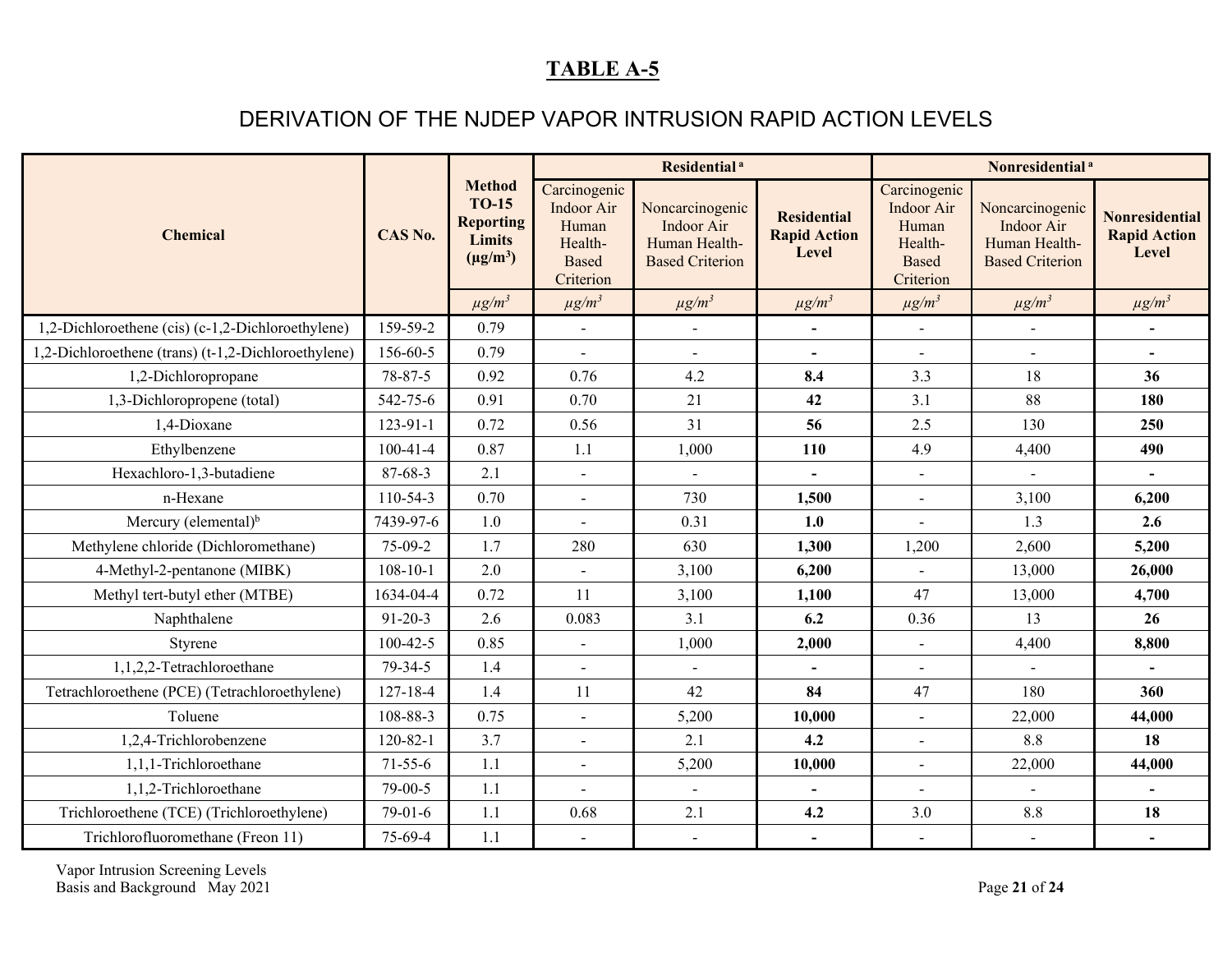## TABLE A-5

# DERIVATION OF THE NJDEP VAPOR INTRUSION RAPID ACTION LEVELS

| Chemical | CAS No. | Method TO-15 Reporting Limits ($\mu g/m^3$) | Residential [a] | | | Nonresidential [a] | | |
|---|---|---|---|---|---|---|---|---|
| | | | Carcinogenic Indoor Air Human Health-Based Criterion | Noncarcinogenic Indoor Air Human Health-Based Criterion | **Residential Rapid Action Level** | Carcinogenic Indoor Air Human Health-Based Criterion | Noncarcinogenic Indoor Air Human Health-Based Criterion | **Nonresidential Rapid Action Level** |
| | | *$\mu g/m^3$* | *$\mu g/m^3$* | *$\mu g/m^3$* | *$\mu g/m^3$* | *$\mu g/m^3$* | *$\mu g/m^3$* | *$\mu g/m^3$* |
| 1,2-Dichloroethene (cis) (c-1,2-Dichloroethylene) | 159-59-2 | 0.79 | - | - | **-** | - | - | **-** |
| 1,2-Dichloroethene (trans) (t-1,2-Dichloroethylene) | 156-60-5 | 0.79 | - | - | **-** | - | - | **-** |
| 1,2-Dichloropropane | 78-87-5 | 0.92 | 0.76 | 4.2 | **8.4** | 3.3 | 18 | **36** |
| 1,3-Dichloropropene (total) | 542-75-6 | 0.91 | 0.70 | 21 | **42** | 3.1 | 88 | **180** |
| 1,4-Dioxane | 123-91-1 | 0.72 | 0.56 | 31 | **56** | 2.5 | 130 | **250** |
| Ethylbenzene | 100-41-4 | 0.87 | 1.1 | 1,000 | **110** | 4.9 | 4,400 | **490** |
| Hexachloro-1,3-butadiene | 87-68-3 | 2.1 | - | - | **-** | - | - | **-** |
| n-Hexane | 110-54-3 | 0.70 | - | 730 | **1,500** | - | 3,100 | **6,200** |
| Mercury (elemental)[b] | 7439-97-6 | 1.0 | - | 0.31 | **1.0** | - | 1.3 | **2.6** |
| Methylene chloride (Dichloromethane) | 75-09-2 | 1.7 | 280 | 630 | **1,300** | 1,200 | 2,600 | **5,200** |
| 4-Methyl-2-pentanone (MIBK) | 108-10-1 | 2.0 | - | 3,100 | **6,200** | - | 13,000 | **26,000** |
| Methyl tert-butyl ether (MTBE) | 1634-04-4 | 0.72 | 11 | 3,100 | **1,100** | 47 | 13,000 | **4,700** |
| Naphthalene | 91-20-3 | 2.6 | 0.083 | 3.1 | **6.2** | 0.36 | 13 | **26** |
| Styrene | 100-42-5 | 0.85 | - | 1,000 | **2,000** | - | 4,400 | **8,800** |
| 1,1,2,2-Tetrachloroethane | 79-34-5 | 1.4 | - | - | **-** | - | - | **-** |
| Tetrachloroethene (PCE) (Tetrachloroethylene) | 127-18-4 | 1.4 | 11 | 42 | **84** | 47 | 180 | **360** |
| Toluene | 108-88-3 | 0.75 | - | 5,200 | **10,000** | - | 22,000 | **44,000** |
| 1,2,4-Trichlorobenzene | 120-82-1 | 3.7 | - | 2.1 | **4.2** | - | 8.8 | **18** |
| 1,1,1-Trichloroethane | 71-55-6 | 1.1 | - | 5,200 | **10,000** | - | 22,000 | **44,000** |
| 1,1,2-Trichloroethane | 79-00-5 | 1.1 | - | - | **-** | - | - | **-** |
| Trichloroethene (TCE) (Trichloroethylene) | 79-01-6 | 1.1 | 0.68 | 2.1 | **4.2** | 3.0 | 8.8 | **18** |
| Trichlorofluoromethane (Freon 11) | 75-69-4 | 1.1 | - | - | **-** | - | - | **-** |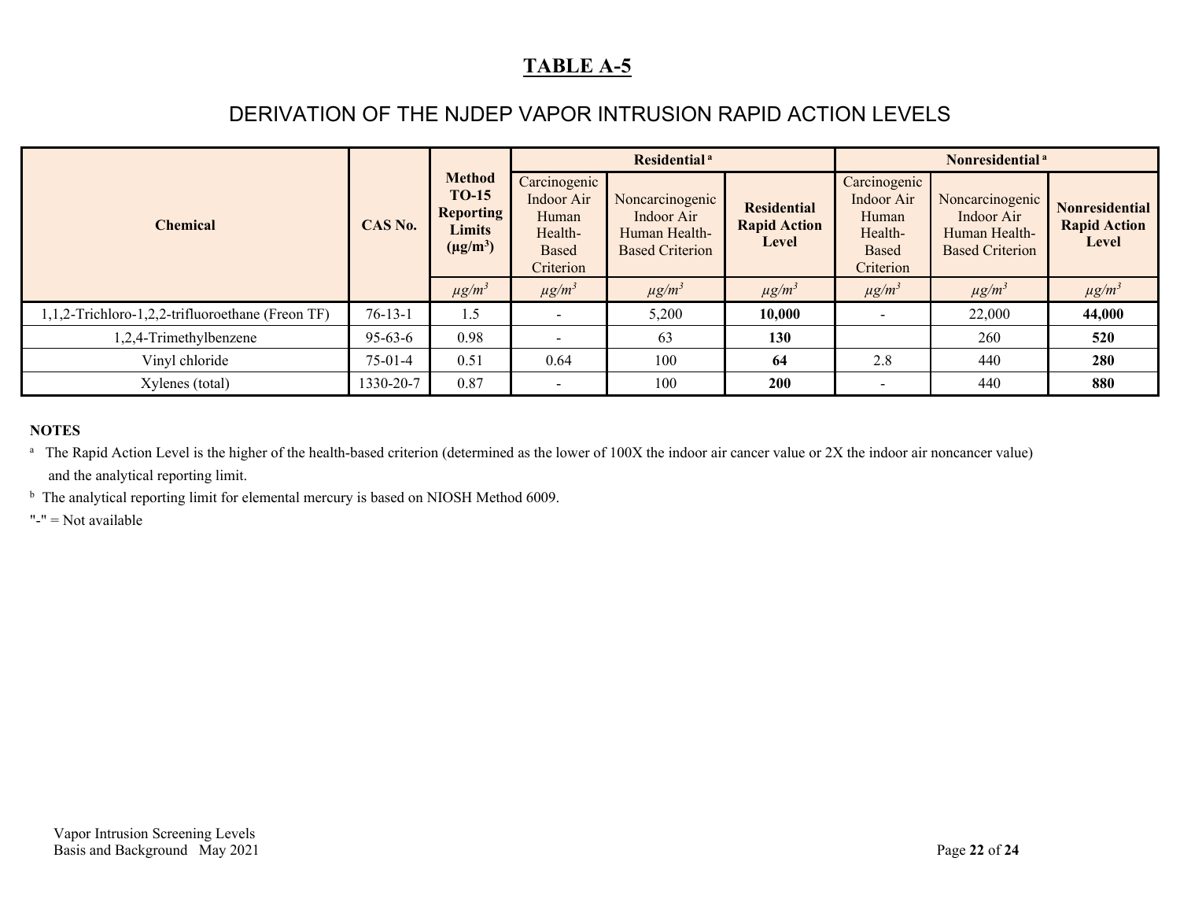# TABLE A-5

## DERIVATION OF THE NJDEP VAPOR INTRUSION RAPID ACTION LEVELS

| Chemical | CAS No. | Method TO-15 Reporting Limits ($\mu g/m^3$) | Residential [a] | | | Nonresidential [a] | | |
|---|---|---|---|---|---|---|---|---|
| | | | Carcinogenic Indoor Air Human Health-Based Criterion | Noncarcinogenic Indoor Air Human Health-Based Criterion | **Residential Rapid Action Level** | Carcinogenic Indoor Air Human Health-Based Criterion | Noncarcinogenic Indoor Air Human Health-Based Criterion | **Nonresidential Rapid Action Level** |
| | | *$\mu g/m^3$* | *$\mu g/m^3$* | *$\mu g/m^3$* | *$\mu g/m^3$* | *$\mu g/m^3$* | *$\mu g/m^3$* | *$\mu g/m^3$* |
| 1,1,2-Trichloro-1,2,2-trifluoroethane (Freon TF) | 76-13-1 | 1.5 | - | 5,200 | **10,000** | - | 22,000 | **44,000** |
| 1,2,4-Trimethylbenzene | 95-63-6 | 0.98 | - | 63 | **130** | | 260 | **520** |
| Vinyl chloride | 75-01-4 | 0.51 | 0.64 | 100 | **64** | 2.8 | 440 | **280** |
| Xylenes (total) | 1330-20-7 | 0.87 | - | 100 | **200** | - | 440 | **880** |

**NOTES**

[a] The Rapid Action Level is the higher of the health-based criterion (determined as the lower of 100X the indoor air cancer value or 2X the indoor air noncancer value) and the analytical reporting limit.

[b] The analytical reporting limit for elemental mercury is based on NIOSH Method 6009.

"-" = Not available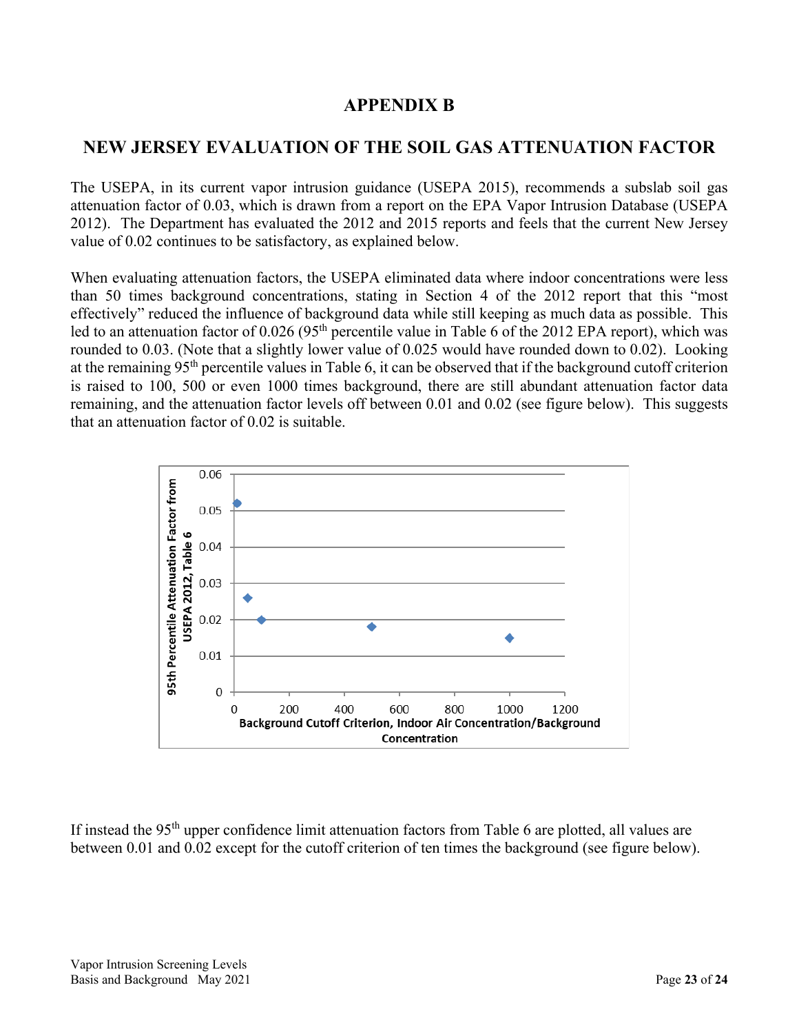# APPENDIX B

## NEW JERSEY EVALUATION OF THE SOIL GAS ATTENUATION FACTOR

The USEPA, in its current vapor intrusion guidance (USEPA 2015), recommends a subslab soil gas attenuation factor of 0.03, which is drawn from a report on the EPA Vapor Intrusion Database (USEPA 2012). The Department has evaluated the 2012 and 2015 reports and feels that the current New Jersey value of 0.02 continues to be satisfactory, as explained below.

When evaluating attenuation factors, the USEPA eliminated data where indoor concentrations were less than 50 times background concentrations, stating in Section 4 of the 2012 report that this "most effectively" reduced the influence of background data while still keeping as much data as possible. This led to an attenuation factor of 0.026 (95th percentile value in Table 6 of the 2012 EPA report), which was rounded to 0.03. (Note that a slightly lower value of 0.025 would have rounded down to 0.02). Looking at the remaining 95th percentile values in Table 6, it can be observed that if the background cutoff criterion is raised to 100, 500 or even 1000 times background, there are still abundant attenuation factor data remaining, and the attenuation factor levels off between 0.01 and 0.02 (see figure below). This suggests that an attenuation factor of 0.02 is suitable.

If instead the 95th upper confidence limit attenuation factors from Table 6 are plotted, all values are between 0.01 and 0.02 except for the cutoff criterion of ten times the background (see figure below).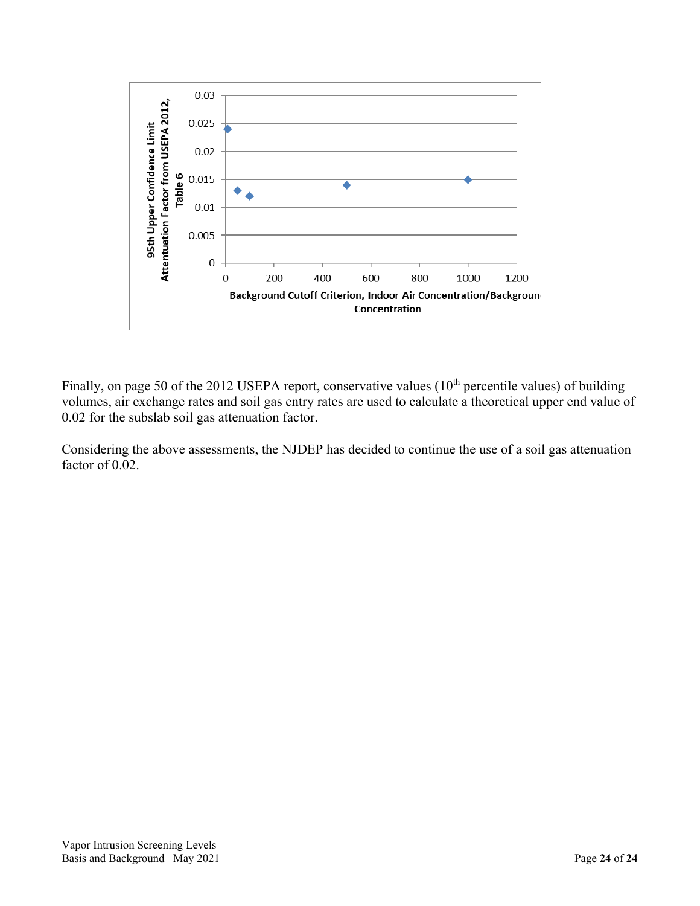95th Upper Confidence Limit Attentuation Factor from USEPA 2012, Table 6

0.03
0.025
0.02
0.015
0.01
0.005
0

0 200 400 600 800 1000 1200

Background Cutoff Criterion, Indoor Air Concentration/Background Concentration

Finally, on page 50 of the 2012 USEPA report, conservative values (10th percentile values) of building volumes, air exchange rates and soil gas entry rates are used to calculate a theoretical upper end value of 0.02 for the subslab soil gas attenuation factor.

Considering the above assessments, the NJDEP has decided to continue the use of a soil gas attenuation factor of 0.02.